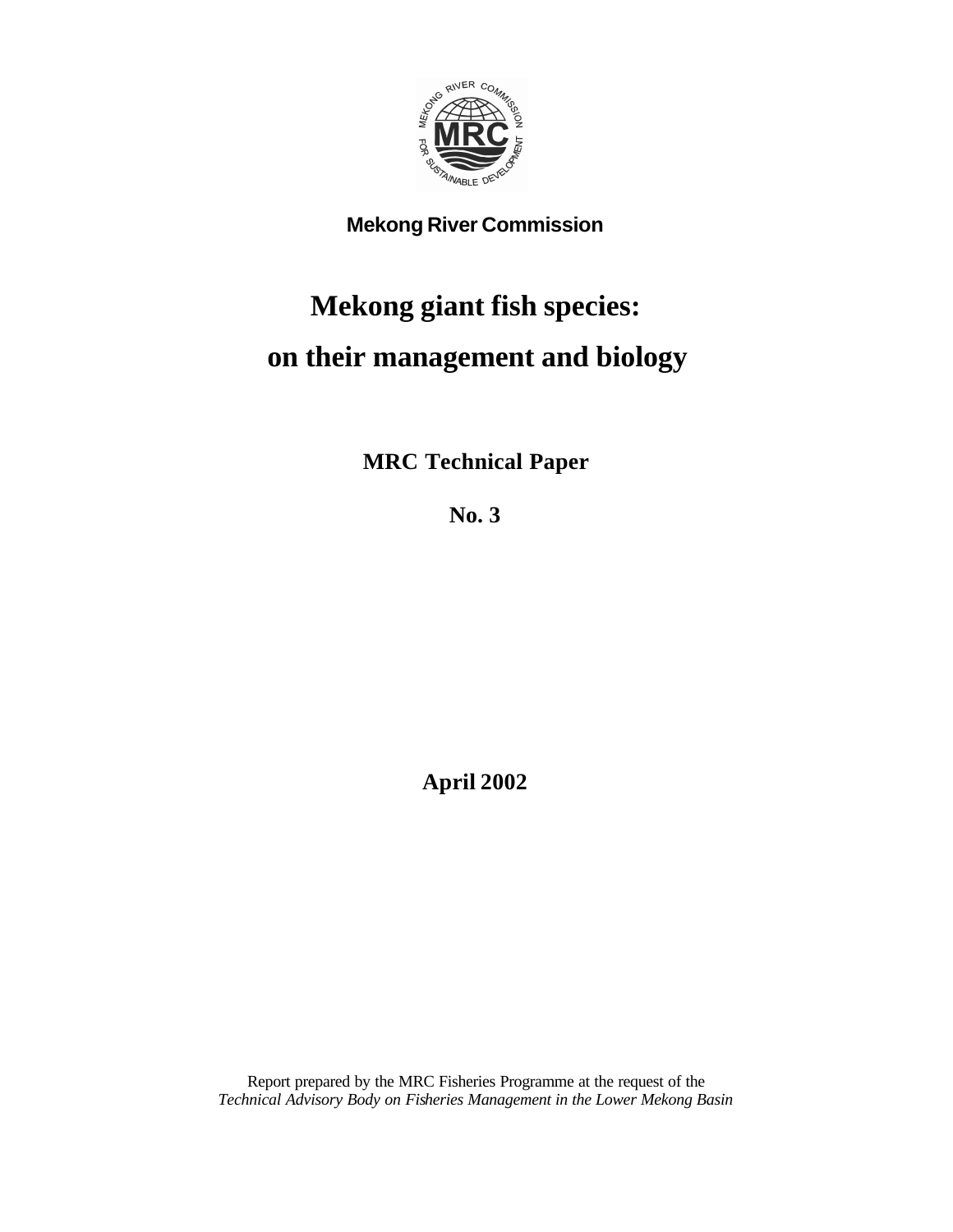**Mekong River Commission**

# Mekong giant fish species: on their management and biology

**MRC Technical Paper**

**No. 3**

**April 2002**

Report prepared by the MRC Fisheries Programme at the request of the
*Technical Advisory Body on Fisheries Management in the Lower Mekong Basin*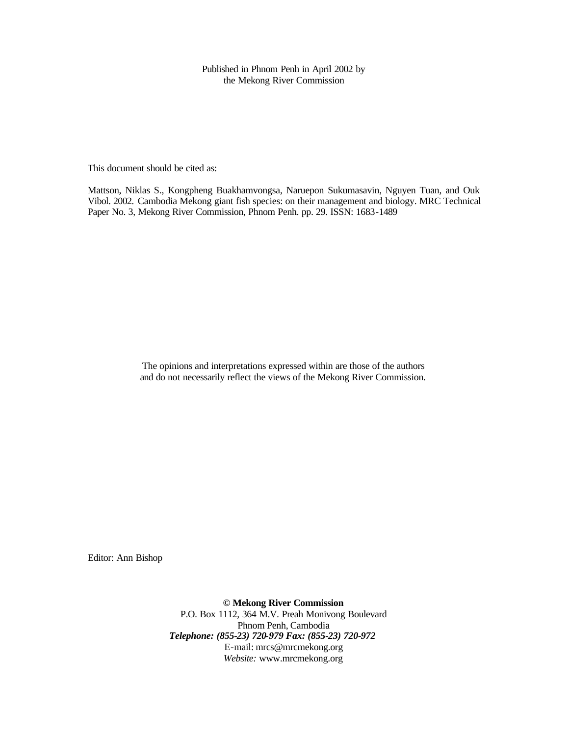Published in Phnom Penh in April 2002 by
the Mekong River Commission

This document should be cited as:

Mattson, Niklas S., Kongpheng Buakhamvongsa, Naruepon Sukumasavin, Nguyen Tuan, and Ouk Vibol. 2002. Cambodia Mekong giant fish species: on their management and biology. MRC Technical Paper No. 3, Mekong River Commission, Phnom Penh. pp. 29. ISSN: 1683-1489

The opinions and interpretations expressed within are those of the authors
and do not necessarily reflect the views of the Mekong River Commission.

Editor: Ann Bishop

**© Mekong River Commission**
P.O. Box 1112, 364 M.V. Preah Monivong Boulevard
Phnom Penh, Cambodia
***Telephone: (855-23) 720-979 Fax: (855-23) 720-972***
E-mail: mrcs@mrcmekong.org
*Website:* www.mrcmekong.org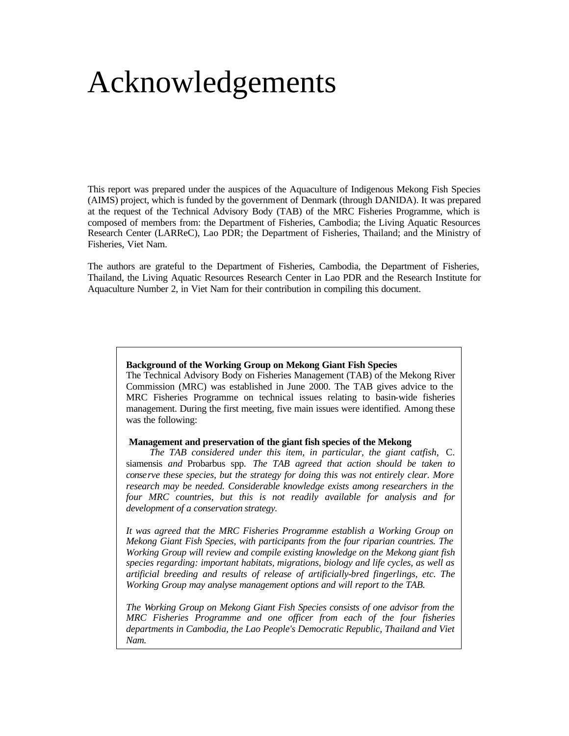# Acknowledgements

This report was prepared under the auspices of the Aquaculture of Indigenous Mekong Fish Species (AIMS) project, which is funded by the government of Denmark (through DANIDA). It was prepared at the request of the Technical Advisory Body (TAB) of the MRC Fisheries Programme, which is composed of members from: the Department of Fisheries, Cambodia; the Living Aquatic Resources Research Center (LARReC), Lao PDR; the Department of Fisheries, Thailand; and the Ministry of Fisheries, Viet Nam.

The authors are grateful to the Department of Fisheries, Cambodia, the Department of Fisheries, Thailand, the Living Aquatic Resources Research Center in Lao PDR and the Research Institute for Aquaculture Number 2, in Viet Nam for their contribution in compiling this document.

**Background of the Working Group on Mekong Giant Fish Species**

The Technical Advisory Body on Fisheries Management (TAB) of the Mekong River Commission (MRC) was established in June 2000. The TAB gives advice to the MRC Fisheries Programme on technical issues relating to basin-wide fisheries management. During the first meeting, five main issues were identified. Among these was the following:

**Management and preservation of the giant fish species of the Mekong**

*The TAB considered under this item, in particular, the giant catfish,* C. siamensis *and* Probarbus spp. *The TAB agreed that action should be taken to conserve these species, but the strategy for doing this was not entirely clear. More research may be needed. Considerable knowledge exists among researchers in the four MRC countries, but this is not readily available for analysis and for development of a conservation strategy.*

*It was agreed that the MRC Fisheries Programme establish a Working Group on Mekong Giant Fish Species, with participants from the four riparian countries. The Working Group will review and compile existing knowledge on the Mekong giant fish species regarding: important habitats, migrations, biology and life cycles, as well as artificial breeding and results of release of artificially-bred fingerlings, etc. The Working Group may analyse management options and will report to the TAB.*

*The Working Group on Mekong Giant Fish Species consists of one advisor from the MRC Fisheries Programme and one officer from each of the four fisheries departments in Cambodia, the Lao People's Democratic Republic, Thailand and Viet Nam.*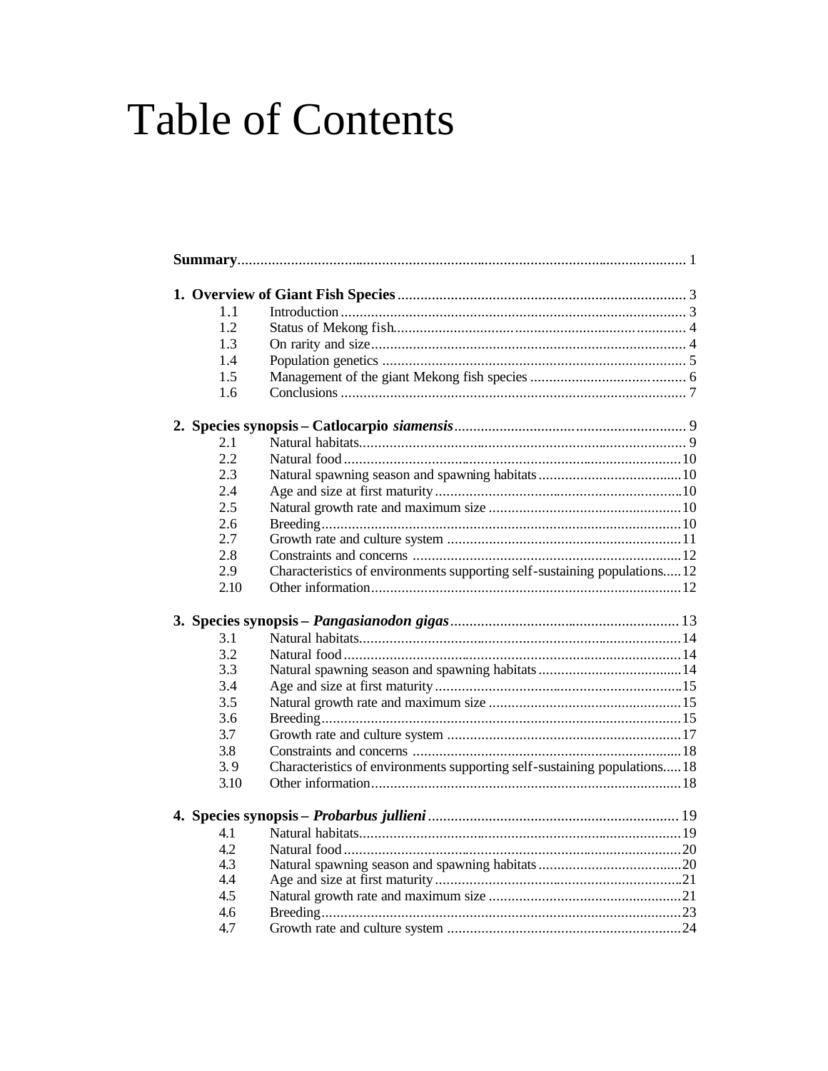# Table of Contents

**Summary** .......... 1

**1. Overview of Giant Fish Species** .......... 3

- 1.1 Introduction .......... 3
- 1.2 Status of Mekong fish .......... 4
- 1.3 On rarity and size .......... 4
- 1.4 Population genetics .......... 5
- 1.5 Management of the giant Mekong fish species .......... 6
- 1.6 Conclusions .......... 7

**2. Species synopsis – Catlocarpio *siamensis*** .......... 9

- 2.1 Natural habitats .......... 9
- 2.2 Natural food .......... 10
- 2.3 Natural spawning season and spawning habitats .......... 10
- 2.4 Age and size at first maturity .......... 10
- 2.5 Natural growth rate and maximum size .......... 10
- 2.6 Breeding .......... 10
- 2.7 Growth rate and culture system .......... 11
- 2.8 Constraints and concerns .......... 12
- 2.9 Characteristics of environments supporting self-sustaining populations .......... 12
- 2.10 Other information .......... 12

**3. Species synopsis – *Pangasianodon gigas*** .......... 13

- 3.1 Natural habitats .......... 14
- 3.2 Natural food .......... 14
- 3.3 Natural spawning season and spawning habitats .......... 14
- 3.4 Age and size at first maturity .......... 15
- 3.5 Natural growth rate and maximum size .......... 15
- 3.6 Breeding .......... 15
- 3.7 Growth rate and culture system .......... 17
- 3.8 Constraints and concerns .......... 18
- 3.9 Characteristics of environments supporting self-sustaining populations .......... 18
- 3.10 Other information .......... 18

**4. Species synopsis – *Probarbus jullieni*** .......... 19

- 4.1 Natural habitats .......... 19
- 4.2 Natural food .......... 20
- 4.3 Natural spawning season and spawning habitats .......... 20
- 4.4 Age and size at first maturity .......... 21
- 4.5 Natural growth rate and maximum size .......... 21
- 4.6 Breeding .......... 23
- 4.7 Growth rate and culture system .......... 24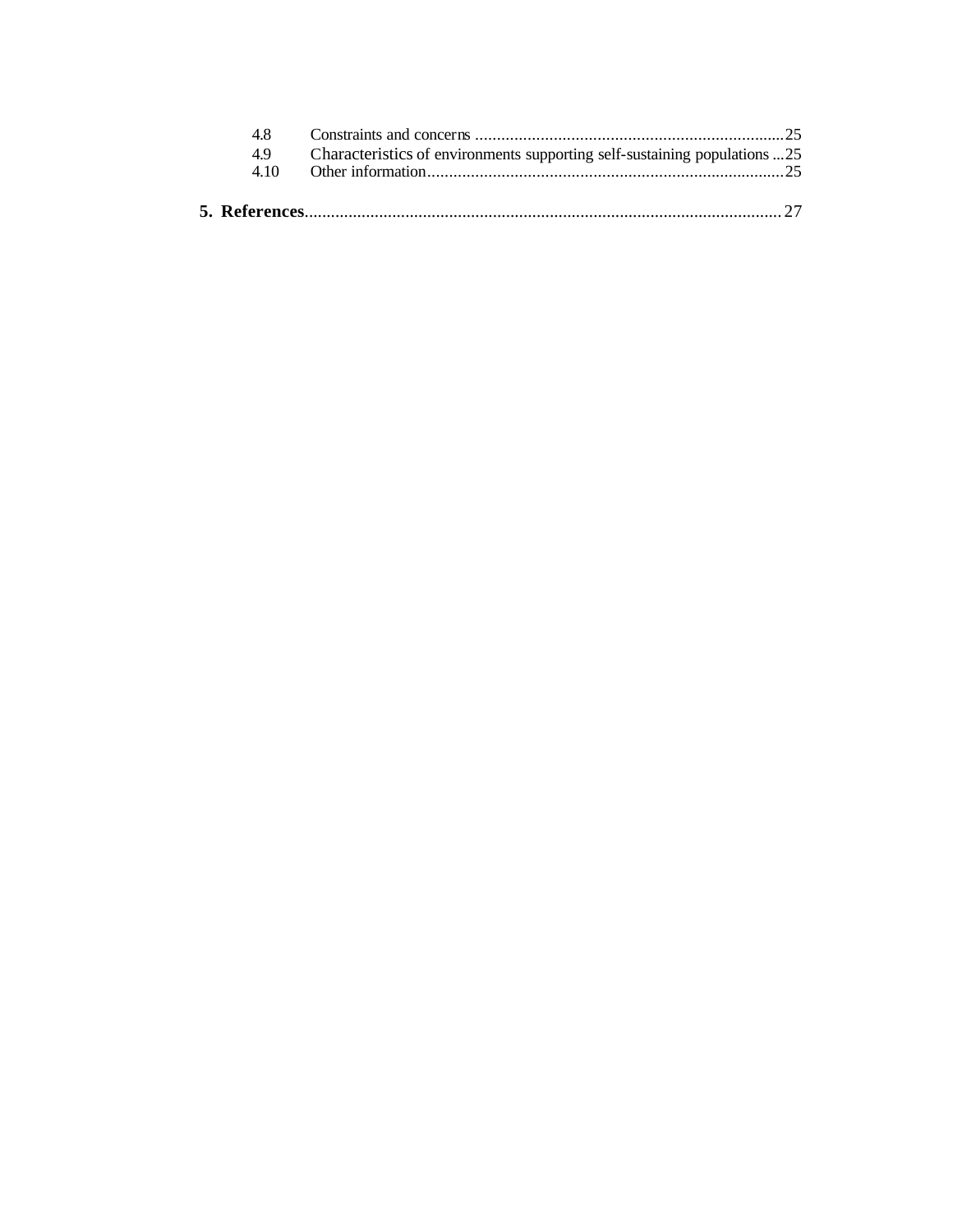4.8 Constraints and concerns ........................................................................25
4.9 Characteristics of environments supporting self-sustaining populations ...25
4.10 Other information...................................................................................25

**5. References**..........................................................................................................27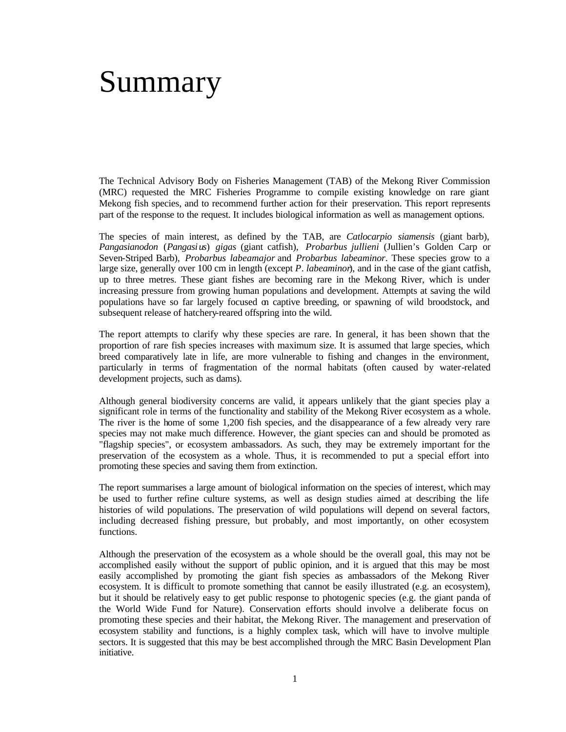# Summary

The Technical Advisory Body on Fisheries Management (TAB) of the Mekong River Commission (MRC) requested the MRC Fisheries Programme to compile existing knowledge on rare giant Mekong fish species, and to recommend further action for their preservation. This report represents part of the response to the request. It includes biological information as well as management options.

The species of main interest, as defined by the TAB, are *Catlocarpio siamensis* (giant barb), *Pangasianodon* (*Pangasius*) *gigas* (giant catfish), *Probarbus jullieni* (Jullien's Golden Carp or Seven-Striped Barb), *Probarbus labeamajor* and *Probarbus labeaminor*. These species grow to a large size, generally over 100 cm in length (except *P. labeaminor*), and in the case of the giant catfish, up to three metres. These giant fishes are becoming rare in the Mekong River, which is under increasing pressure from growing human populations and development. Attempts at saving the wild populations have so far largely focused on captive breeding, or spawning of wild broodstock, and subsequent release of hatchery-reared offspring into the wild.

The report attempts to clarify why these species are rare. In general, it has been shown that the proportion of rare fish species increases with maximum size. It is assumed that large species, which breed comparatively late in life, are more vulnerable to fishing and changes in the environment, particularly in terms of fragmentation of the normal habitats (often caused by water-related development projects, such as dams).

Although general biodiversity concerns are valid, it appears unlikely that the giant species play a significant role in terms of the functionality and stability of the Mekong River ecosystem as a whole. The river is the home of some 1,200 fish species, and the disappearance of a few already very rare species may not make much difference. However, the giant species can and should be promoted as "flagship species", or ecosystem ambassadors. As such, they may be extremely important for the preservation of the ecosystem as a whole. Thus, it is recommended to put a special effort into promoting these species and saving them from extinction.

The report summarises a large amount of biological information on the species of interest, which may be used to further refine culture systems, as well as design studies aimed at describing the life histories of wild populations. The preservation of wild populations will depend on several factors, including decreased fishing pressure, but probably, and most importantly, on other ecosystem functions.

Although the preservation of the ecosystem as a whole should be the overall goal, this may not be accomplished easily without the support of public opinion, and it is argued that this may be most easily accomplished by promoting the giant fish species as ambassadors of the Mekong River ecosystem. It is difficult to promote something that cannot be easily illustrated (e.g. an ecosystem), but it should be relatively easy to get public response to photogenic species (e.g. the giant panda of the World Wide Fund for Nature). Conservation efforts should involve a deliberate focus on promoting these species and their habitat, the Mekong River. The management and preservation of ecosystem stability and functions, is a highly complex task, which will have to involve multiple sectors. It is suggested that this may be best accomplished through the MRC Basin Development Plan initiative.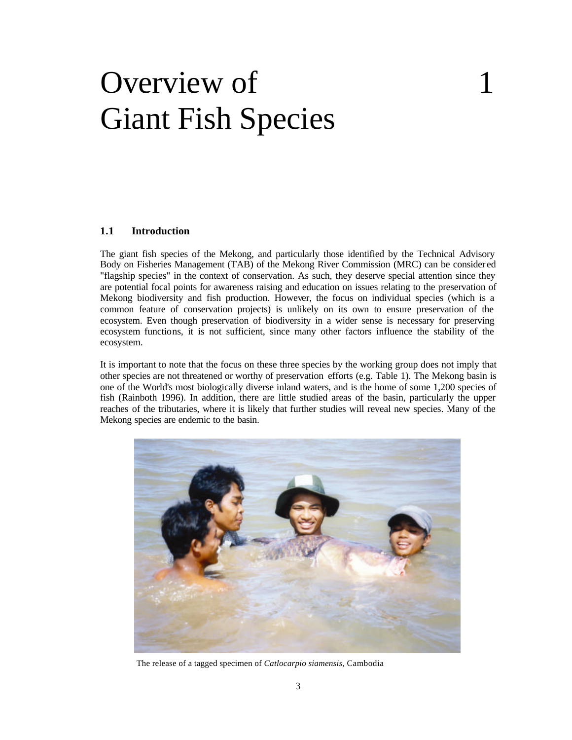# Overview of Giant Fish Species

# 1

## 1.1 Introduction

The giant fish species of the Mekong, and particularly those identified by the Technical Advisory Body on Fisheries Management (TAB) of the Mekong River Commission (MRC) can be considered "flagship species" in the context of conservation. As such, they deserve special attention since they are potential focal points for awareness raising and education on issues relating to the preservation of Mekong biodiversity and fish production. However, the focus on individual species (which is a common feature of conservation projects) is unlikely on its own to ensure preservation of the ecosystem. Even though preservation of biodiversity in a wider sense is necessary for preserving ecosystem functions, it is not sufficient, since many other factors influence the stability of the ecosystem.

It is important to note that the focus on these three species by the working group does not imply that other species are not threatened or worthy of preservation efforts (e.g. Table 1). The Mekong basin is one of the World's most biologically diverse inland waters, and is the home of some 1,200 species of fish (Rainboth 1996). In addition, there are little studied areas of the basin, particularly the upper reaches of the tributaries, where it is likely that further studies will reveal new species. Many of the Mekong species are endemic to the basin.

The release of a tagged specimen of *Catlocarpio siamensis*, Cambodia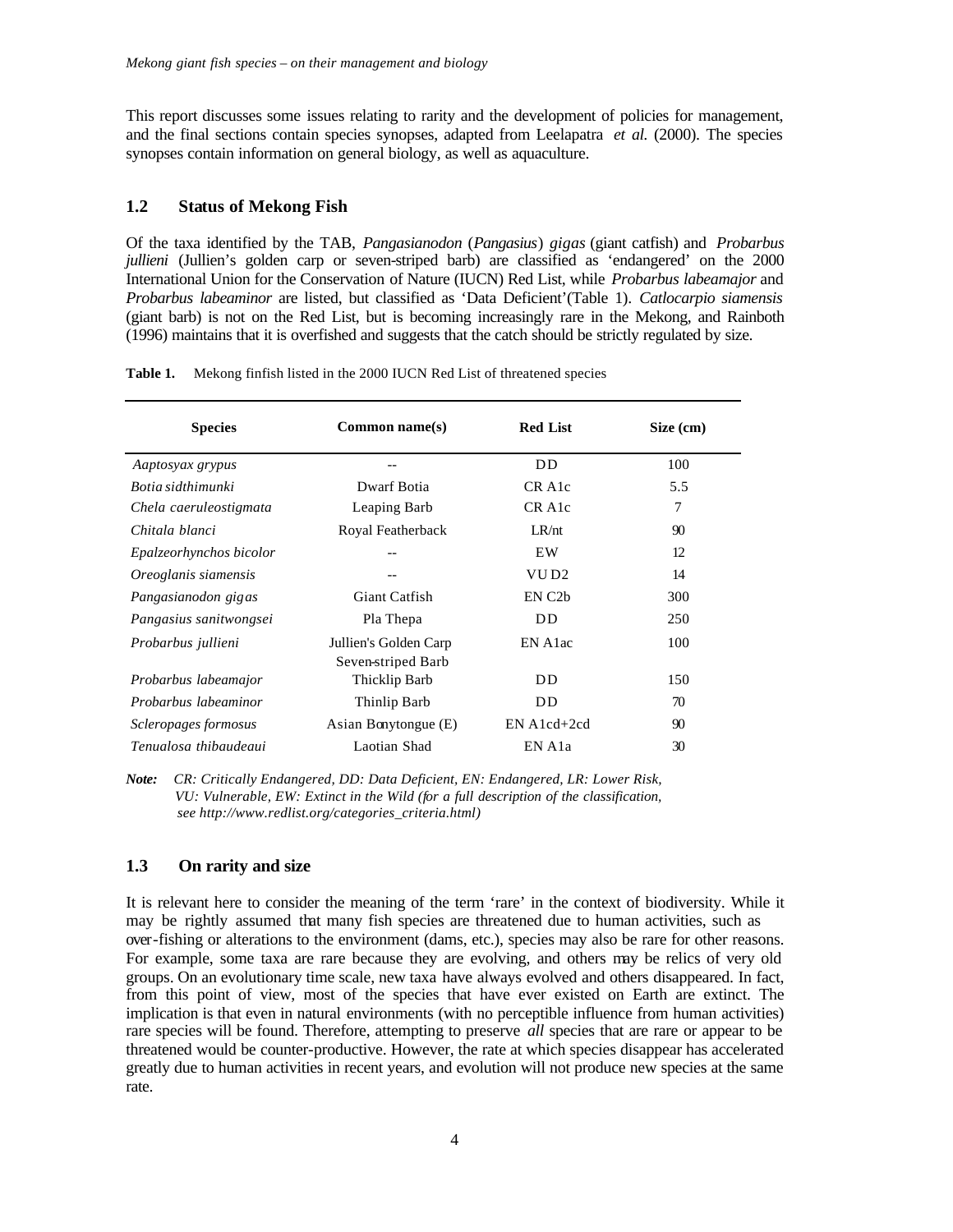This report discusses some issues relating to rarity and the development of policies for management, and the final sections contain species synopses, adapted from Leelapatra *et al.* (2000). The species synopses contain information on general biology, as well as aquaculture.

## 1.2 Status of Mekong Fish

Of the taxa identified by the TAB, *Pangasianodon* (*Pangasius*) *gigas* (giant catfish) and *Probarbus jullieni* (Jullien's golden carp or seven-striped barb) are classified as 'endangered' on the 2000 International Union for the Conservation of Nature (IUCN) Red List, while *Probarbus labeamajor* and *Probarbus labeaminor* are listed, but classified as 'Data Deficient'(Table 1). *Catlocarpio siamensis* (giant barb) is not on the Red List, but is becoming increasingly rare in the Mekong, and Rainboth (1996) maintains that it is overfished and suggests that the catch should be strictly regulated by size.

**Table 1.** Mekong finfish listed in the 2000 IUCN Red List of threatened species

| Species | Common name(s) | Red List | Size (cm) |
|---|---|---|---|
| *Aaptosyax grypus* | -- | DD | 100 |
| *Botia sidthimunki* | Dwarf Botia | CR A1c | 5.5 |
| *Chela caeruleostigmata* | Leaping Barb | CR A1c | 7 |
| *Chitala blanci* | Royal Featherback | LR/nt | 90 |
| *Epalzeorhynchos bicolor* | -- | EW | 12 |
| *Oreoglanis siamensis* | -- | VU D2 | 14 |
| *Pangasianodon gigas* | Giant Catfish | EN C2b | 300 |
| *Pangasius sanitwongsei* | Pla Thepa | DD | 250 |
| *Probarbus jullieni* | Jullien's Golden Carp Seven-striped Barb | EN A1ac | 100 |
| *Probarbus labeamajor* | Thicklip Barb | DD | 150 |
| *Probarbus labeaminor* | Thinlip Barb | DD | 70 |
| *Scleropages formosus* | Asian Bonytongue (E) | EN A1cd+2cd | 90 |
| *Tenualosa thibaudeaui* | Laotian Shad | EN A1a | 30 |

***Note:*** *CR: Critically Endangered, DD: Data Deficient, EN: Endangered, LR: Lower Risk, VU: Vulnerable, EW: Extinct in the Wild (for a full description of the classification, see http://www.redlist.org/categories_criteria.html)*

## 1.3 On rarity and size

It is relevant here to consider the meaning of the term 'rare' in the context of biodiversity. While it may be rightly assumed that many fish species are threatened due to human activities, such as over-fishing or alterations to the environment (dams, etc.), species may also be rare for other reasons. For example, some taxa are rare because they are evolving, and others may be relics of very old groups. On an evolutionary time scale, new taxa have always evolved and others disappeared. In fact, from this point of view, most of the species that have ever existed on Earth are extinct. The implication is that even in natural environments (with no perceptible influence from human activities) rare species will be found. Therefore, attempting to preserve *all* species that are rare or appear to be threatened would be counter-productive. However, the rate at which species disappear has accelerated greatly due to human activities in recent years, and evolution will not produce new species at the same rate.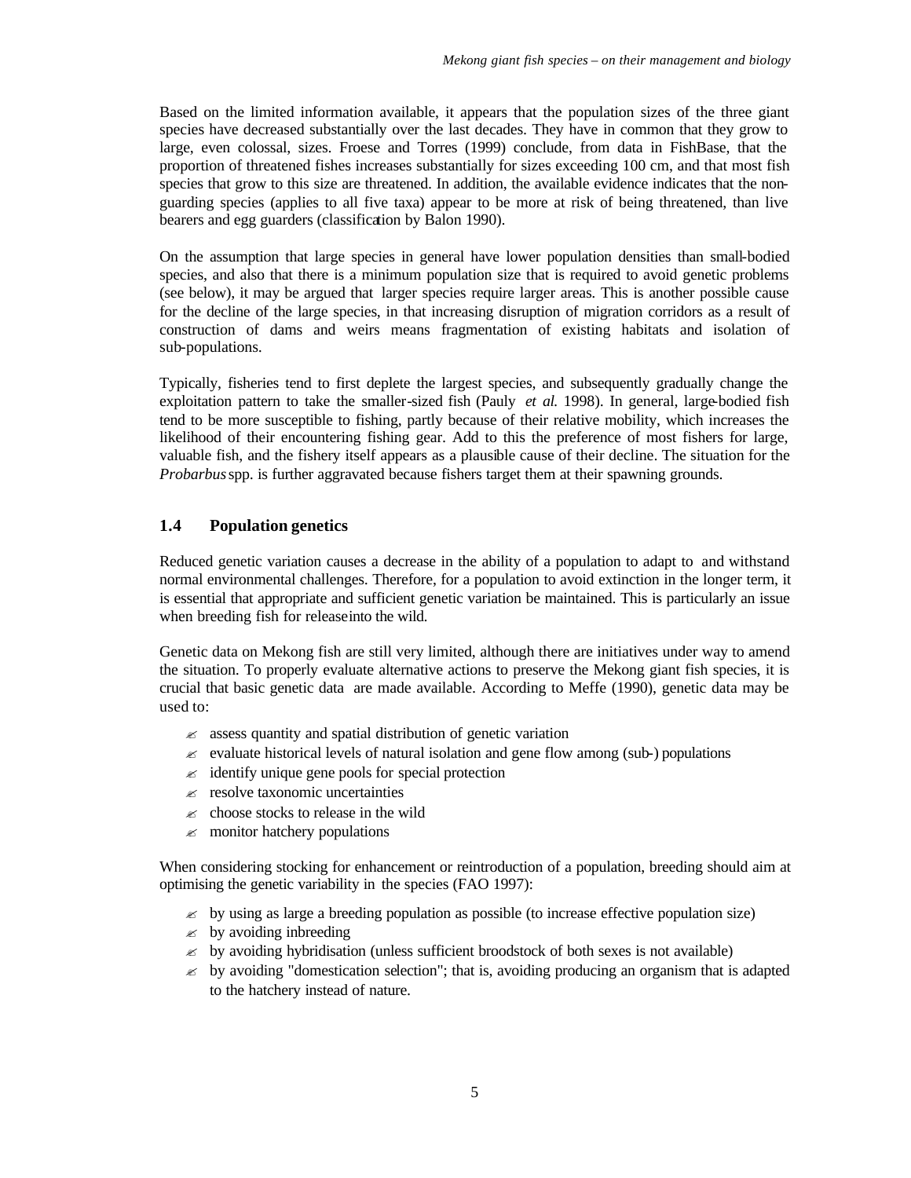Based on the limited information available, it appears that the population sizes of the three giant species have decreased substantially over the last decades. They have in common that they grow to large, even colossal, sizes. Froese and Torres (1999) conclude, from data in FishBase, that the proportion of threatened fishes increases substantially for sizes exceeding 100 cm, and that most fish species that grow to this size are threatened. In addition, the available evidence indicates that the non-guarding species (applies to all five taxa) appear to be more at risk of being threatened, than live bearers and egg guarders (classification by Balon 1990).

On the assumption that large species in general have lower population densities than small-bodied species, and also that there is a minimum population size that is required to avoid genetic problems (see below), it may be argued that larger species require larger areas. This is another possible cause for the decline of the large species, in that increasing disruption of migration corridors as a result of construction of dams and weirs means fragmentation of existing habitats and isolation of sub-populations.

Typically, fisheries tend to first deplete the largest species, and subsequently gradually change the exploitation pattern to take the smaller-sized fish (Pauly *et al.* 1998). In general, large-bodied fish tend to be more susceptible to fishing, partly because of their relative mobility, which increases the likelihood of their encountering fishing gear. Add to this the preference of most fishers for large, valuable fish, and the fishery itself appears as a plausible cause of their decline. The situation for the *Probarbus* spp. is further aggravated because fishers target them at their spawning grounds.

## 1.4 Population genetics

Reduced genetic variation causes a decrease in the ability of a population to adapt to and withstand normal environmental challenges. Therefore, for a population to avoid extinction in the longer term, it is essential that appropriate and sufficient genetic variation be maintained. This is particularly an issue when breeding fish for release into the wild.

Genetic data on Mekong fish are still very limited, although there are initiatives under way to amend the situation. To properly evaluate alternative actions to preserve the Mekong giant fish species, it is crucial that basic genetic data are made available. According to Meffe (1990), genetic data may be used to:

- assess quantity and spatial distribution of genetic variation
- evaluate historical levels of natural isolation and gene flow among (sub-) populations
- identify unique gene pools for special protection
- resolve taxonomic uncertainties
- choose stocks to release in the wild
- monitor hatchery populations

When considering stocking for enhancement or reintroduction of a population, breeding should aim at optimising the genetic variability in the species (FAO 1997):

- by using as large a breeding population as possible (to increase effective population size)
- by avoiding inbreeding
- by avoiding hybridisation (unless sufficient broodstock of both sexes is not available)
- by avoiding "domestication selection"; that is, avoiding producing an organism that is adapted to the hatchery instead of nature.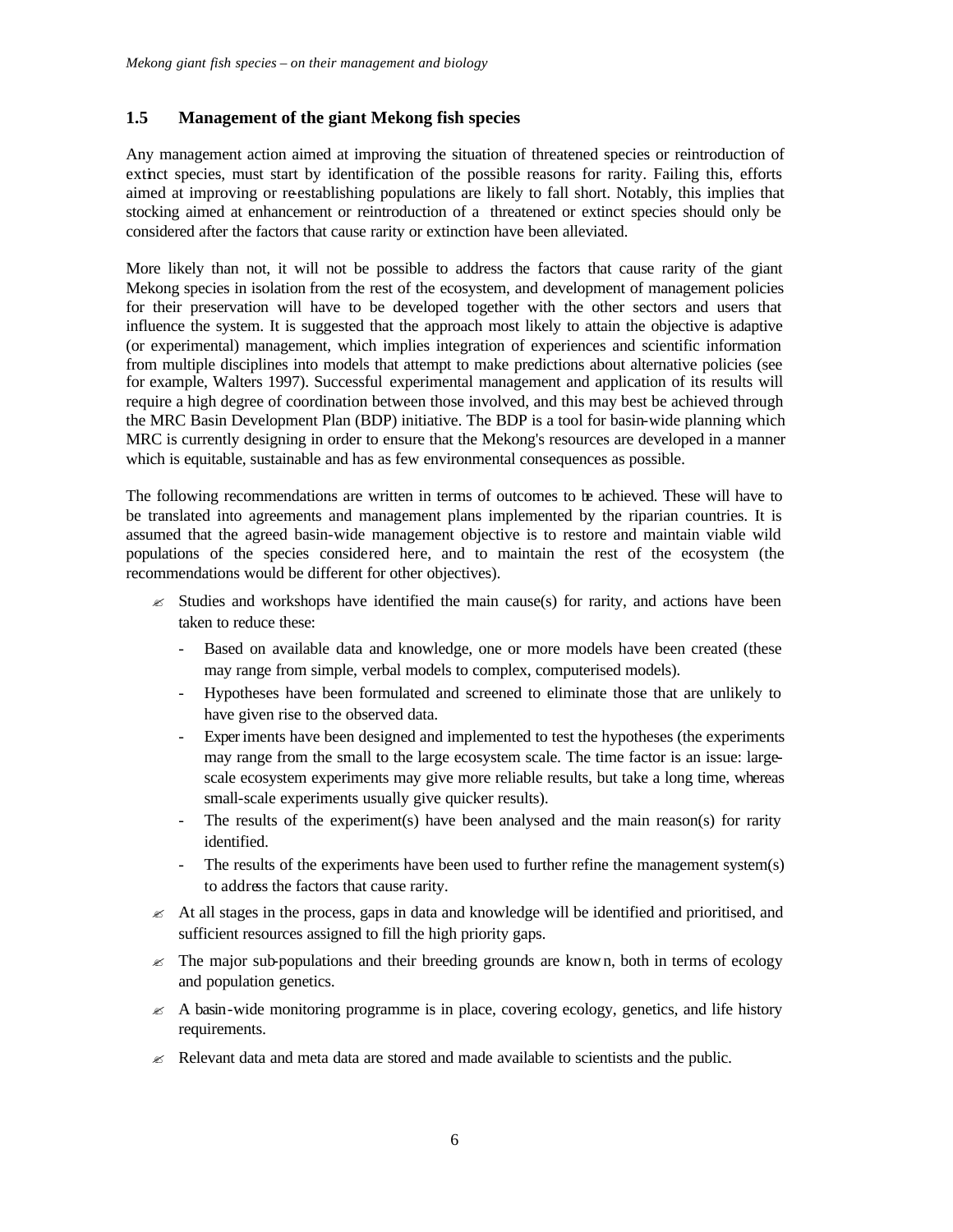## 1.5 Management of the giant Mekong fish species

Any management action aimed at improving the situation of threatened species or reintroduction of extinct species, must start by identification of the possible reasons for rarity. Failing this, efforts aimed at improving or re-establishing populations are likely to fall short. Notably, this implies that stocking aimed at enhancement or reintroduction of a threatened or extinct species should only be considered after the factors that cause rarity or extinction have been alleviated.

More likely than not, it will not be possible to address the factors that cause rarity of the giant Mekong species in isolation from the rest of the ecosystem, and development of management policies for their preservation will have to be developed together with the other sectors and users that influence the system. It is suggested that the approach most likely to attain the objective is adaptive (or experimental) management, which implies integration of experiences and scientific information from multiple disciplines into models that attempt to make predictions about alternative policies (see for example, Walters 1997). Successful experimental management and application of its results will require a high degree of coordination between those involved, and this may best be achieved through the MRC Basin Development Plan (BDP) initiative. The BDP is a tool for basin-wide planning which MRC is currently designing in order to ensure that the Mekong's resources are developed in a manner which is equitable, sustainable and has as few environmental consequences as possible.

The following recommendations are written in terms of outcomes to be achieved. These will have to be translated into agreements and management plans implemented by the riparian countries. It is assumed that the agreed basin-wide management objective is to restore and maintain viable wild populations of the species considered here, and to maintain the rest of the ecosystem (the recommendations would be different for other objectives).

- Studies and workshops have identified the main cause(s) for rarity, and actions have been taken to reduce these:
  - Based on available data and knowledge, one or more models have been created (these may range from simple, verbal models to complex, computerised models).
  - Hypotheses have been formulated and screened to eliminate those that are unlikely to have given rise to the observed data.
  - Experiments have been designed and implemented to test the hypotheses (the experiments may range from the small to the large ecosystem scale. The time factor is an issue: large-scale ecosystem experiments may give more reliable results, but take a long time, whereas small-scale experiments usually give quicker results).
  - The results of the experiment(s) have been analysed and the main reason(s) for rarity identified.
  - The results of the experiments have been used to further refine the management system(s) to address the factors that cause rarity.
- At all stages in the process, gaps in data and knowledge will be identified and prioritised, and sufficient resources assigned to fill the high priority gaps.
- The major sub-populations and their breeding grounds are known, both in terms of ecology and population genetics.
- A basin-wide monitoring programme is in place, covering ecology, genetics, and life history requirements.
- Relevant data and meta data are stored and made available to scientists and the public.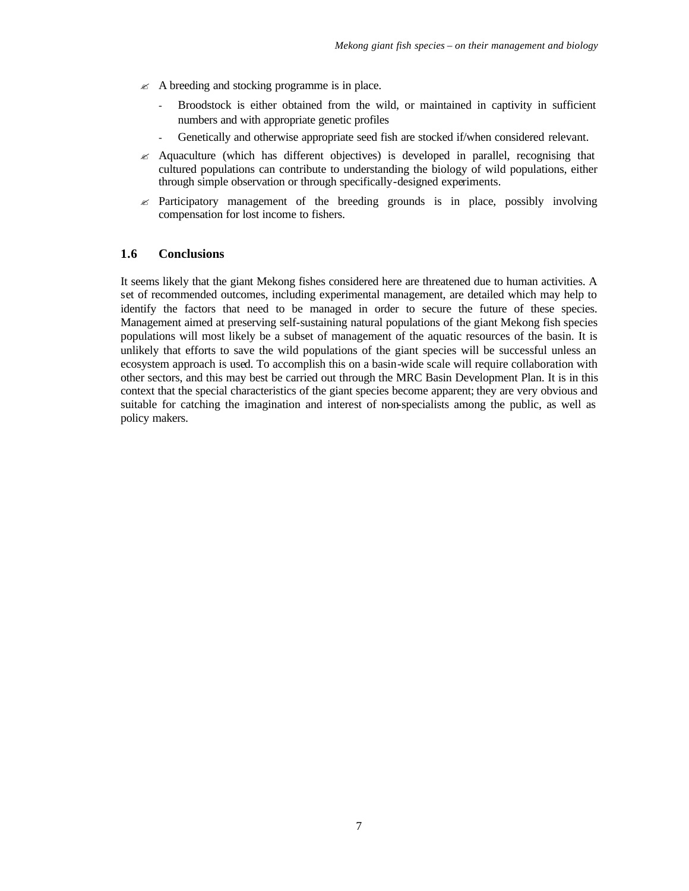- A breeding and stocking programme is in place.
  - Broodstock is either obtained from the wild, or maintained in captivity in sufficient numbers and with appropriate genetic profiles
  - Genetically and otherwise appropriate seed fish are stocked if/when considered relevant.
- Aquaculture (which has different objectives) is developed in parallel, recognising that cultured populations can contribute to understanding the biology of wild populations, either through simple observation or through specifically-designed experiments.
- Participatory management of the breeding grounds is in place, possibly involving compensation for lost income to fishers.

## 1.6 Conclusions

It seems likely that the giant Mekong fishes considered here are threatened due to human activities. A set of recommended outcomes, including experimental management, are detailed which may help to identify the factors that need to be managed in order to secure the future of these species. Management aimed at preserving self-sustaining natural populations of the giant Mekong fish species populations will most likely be a subset of management of the aquatic resources of the basin. It is unlikely that efforts to save the wild populations of the giant species will be successful unless an ecosystem approach is used. To accomplish this on a basin-wide scale will require collaboration with other sectors, and this may best be carried out through the MRC Basin Development Plan. It is in this context that the special characteristics of the giant species become apparent; they are very obvious and suitable for catching the imagination and interest of non-specialists among the public, as well as policy makers.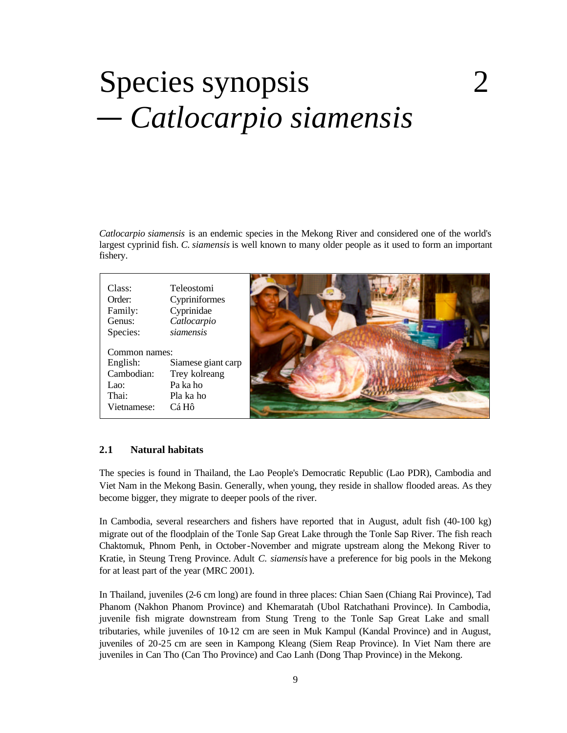# Species synopsis — *Catlocarpio siamensis* 2

*Catlocarpio siamensis* is an endemic species in the Mekong River and considered one of the world's largest cyprinid fish. *C. siamensis* is well known to many older people as it used to form an important fishery.

| | |
|---|---|
| Class: | Teleostomi |
| Order: | Cypriniformes |
| Family: | Cyprinidae |
| Genus: | *Catlocarpio* |
| Species: | *siamensis* |
| Common names: | |
| English: | Siamese giant carp |
| Cambodian: | Trey kolreang |
| Lao: | Pa ka ho |
| Thai: | Pla ka ho |
| Vietnamese: | Cá Hô |

## 2.1 Natural habitats

The species is found in Thailand, the Lao People's Democratic Republic (Lao PDR), Cambodia and Viet Nam in the Mekong Basin. Generally, when young, they reside in shallow flooded areas. As they become bigger, they migrate to deeper pools of the river.

In Cambodia, several researchers and fishers have reported that in August, adult fish (40-100 kg) migrate out of the floodplain of the Tonle Sap Great Lake through the Tonle Sap River. The fish reach Chaktomuk, Phnom Penh, in October-November and migrate upstream along the Mekong River to Kratie, in Steung Treng Province. Adult *C. siamensis* have a preference for big pools in the Mekong for at least part of the year (MRC 2001).

In Thailand, juveniles (2-6 cm long) are found in three places: Chian Saen (Chiang Rai Province), Tad Phanom (Nakhon Phanom Province) and Khemaratah (Ubol Ratchathani Province). In Cambodia, juvenile fish migrate downstream from Stung Treng to the Tonle Sap Great Lake and small tributaries, while juveniles of 10-12 cm are seen in Muk Kampul (Kandal Province) and in August, juveniles of 20-25 cm are seen in Kampong Kleang (Siem Reap Province). In Viet Nam there are juveniles in Can Tho (Can Tho Province) and Cao Lanh (Dong Thap Province) in the Mekong.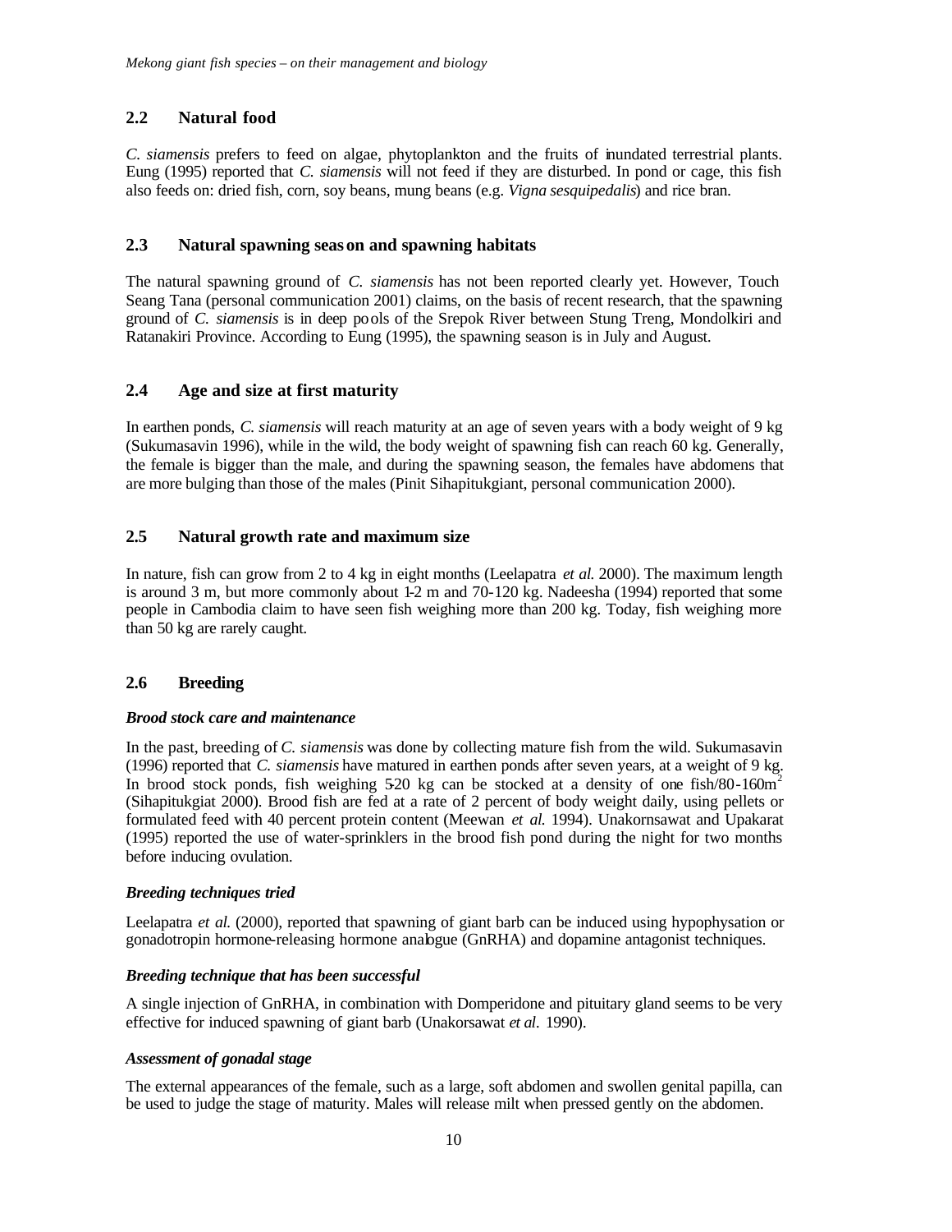## 2.2 Natural food

*C. siamensis* prefers to feed on algae, phytoplankton and the fruits of inundated terrestrial plants. Eung (1995) reported that *C. siamensis* will not feed if they are disturbed. In pond or cage, this fish also feeds on: dried fish, corn, soy beans, mung beans (e.g. *Vigna sesquipedalis*) and rice bran.

## 2.3 Natural spawning season and spawning habitats

The natural spawning ground of *C. siamensis* has not been reported clearly yet. However, Touch Seang Tana (personal communication 2001) claims, on the basis of recent research, that the spawning ground of *C. siamensis* is in deep pools of the Srepok River between Stung Treng, Mondolkiri and Ratanakiri Province. According to Eung (1995), the spawning season is in July and August.

## 2.4 Age and size at first maturity

In earthen ponds, *C. siamensis* will reach maturity at an age of seven years with a body weight of 9 kg (Sukumasavin 1996), while in the wild, the body weight of spawning fish can reach 60 kg. Generally, the female is bigger than the male, and during the spawning season, the females have abdomens that are more bulging than those of the males (Pinit Sihapitukgiant, personal communication 2000).

## 2.5 Natural growth rate and maximum size

In nature, fish can grow from 2 to 4 kg in eight months (Leelapatra *et al.* 2000). The maximum length is around 3 m, but more commonly about 1-2 m and 70-120 kg. Nadeesha (1994) reported that some people in Cambodia claim to have seen fish weighing more than 200 kg. Today, fish weighing more than 50 kg are rarely caught.

## 2.6 Breeding

***Brood stock care and maintenance***

In the past, breeding of *C. siamensis* was done by collecting mature fish from the wild. Sukumasavin (1996) reported that *C. siamensis* have matured in earthen ponds after seven years, at a weight of 9 kg. In brood stock ponds, fish weighing 5-20 kg can be stocked at a density of one fish/80-160m$^2$ (Sihapitukgiat 2000). Brood fish are fed at a rate of 2 percent of body weight daily, using pellets or formulated feed with 40 percent protein content (Meewan *et al.* 1994). Unakornsawat and Upakarat (1995) reported the use of water-sprinklers in the brood fish pond during the night for two months before inducing ovulation.

***Breeding techniques tried***

Leelapatra *et al.* (2000), reported that spawning of giant barb can be induced using hypophysation or gonadotropin hormone-releasing hormone analogue (GnRHA) and dopamine antagonist techniques.

***Breeding technique that has been successful***

A single injection of GnRHA, in combination with Domperidone and pituitary gland seems to be very effective for induced spawning of giant barb (Unakorsawat *et al.* 1990).

***Assessment of gonadal stage***

The external appearances of the female, such as a large, soft abdomen and swollen genital papilla, can be used to judge the stage of maturity. Males will release milt when pressed gently on the abdomen.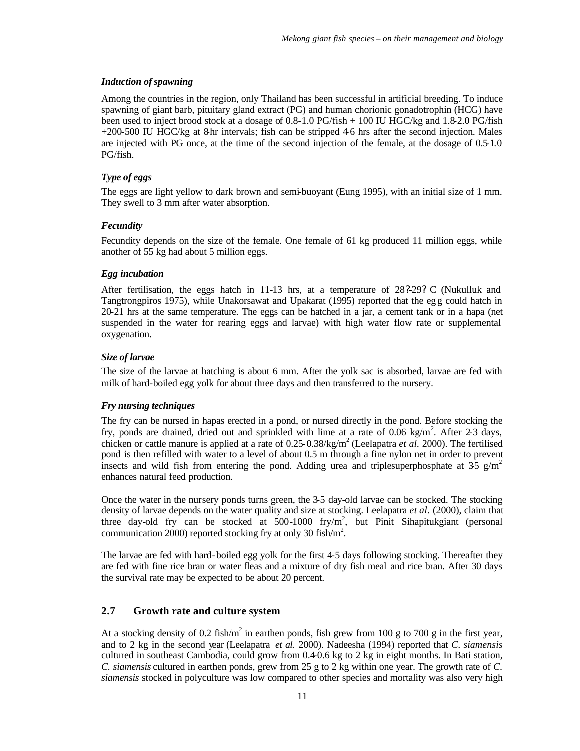### *Induction of spawning*

Among the countries in the region, only Thailand has been successful in artificial breeding. To induce spawning of giant barb, pituitary gland extract (PG) and human chorionic gonadotrophin (HCG) have been used to inject brood stock at a dosage of 0.8-1.0 PG/fish + 100 IU HGC/kg and 1.8-2.0 PG/fish +200-500 IU HGC/kg at 8-hr intervals; fish can be stripped 4-6 hrs after the second injection. Males are injected with PG once, at the time of the second injection of the female, at the dosage of 0.5-1.0 PG/fish.

### *Type of eggs*

The eggs are light yellow to dark brown and semi-buoyant (Eung 1995), with an initial size of 1 mm. They swell to 3 mm after water absorption.

### *Fecundity*

Fecundity depends on the size of the female. One female of 61 kg produced 11 million eggs, while another of 55 kg had about 5 million eggs.

### *Egg incubation*

After fertilisation, the eggs hatch in 11-13 hrs, at a temperature of 28?-29? C (Nukulluk and Tangtrongpiros 1975), while Unakorsawat and Upakarat (1995) reported that the egg could hatch in 20-21 hrs at the same temperature. The eggs can be hatched in a jar, a cement tank or in a hapa (net suspended in the water for rearing eggs and larvae) with high water flow rate or supplemental oxygenation.

### *Size of larvae*

The size of the larvae at hatching is about 6 mm. After the yolk sac is absorbed, larvae are fed with milk of hard-boiled egg yolk for about three days and then transferred to the nursery.

### *Fry nursing techniques*

The fry can be nursed in hapas erected in a pond, or nursed directly in the pond. Before stocking the fry, ponds are drained, dried out and sprinkled with lime at a rate of 0.06 kg/$m^2$. After 2-3 days, chicken or cattle manure is applied at a rate of 0.25-0.38/kg/$m^2$ (Leelapatra *et al.* 2000). The fertilised pond is then refilled with water to a level of about 0.5 m through a fine nylon net in order to prevent insects and wild fish from entering the pond. Adding urea and triplesuperphosphate at 3-5 g/$m^2$ enhances natural feed production.

Once the water in the nursery ponds turns green, the 3-5 day-old larvae can be stocked. The stocking density of larvae depends on the water quality and size at stocking. Leelapatra *et al.* (2000), claim that three day-old fry can be stocked at 500-1000 fry/$m^2$, but Pinit Sihapitukgiant (personal communication 2000) reported stocking fry at only 30 fish/$m^2$.

The larvae are fed with hard-boiled egg yolk for the first 4-5 days following stocking. Thereafter they are fed with fine rice bran or water fleas and a mixture of dry fish meal and rice bran. After 30 days the survival rate may be expected to be about 20 percent.

## 2.7 Growth rate and culture system

At a stocking density of 0.2 fish/$m^2$ in earthen ponds, fish grew from 100 g to 700 g in the first year, and to 2 kg in the second year (Leelapatra *et al.* 2000). Nadeesha (1994) reported that *C. siamensis* cultured in southeast Cambodia, could grow from 0.4-0.6 kg to 2 kg in eight months. In Bati station, *C. siamensis* cultured in earthen ponds, grew from 25 g to 2 kg within one year. The growth rate of *C. siamensis* stocked in polyculture was low compared to other species and mortality was also very high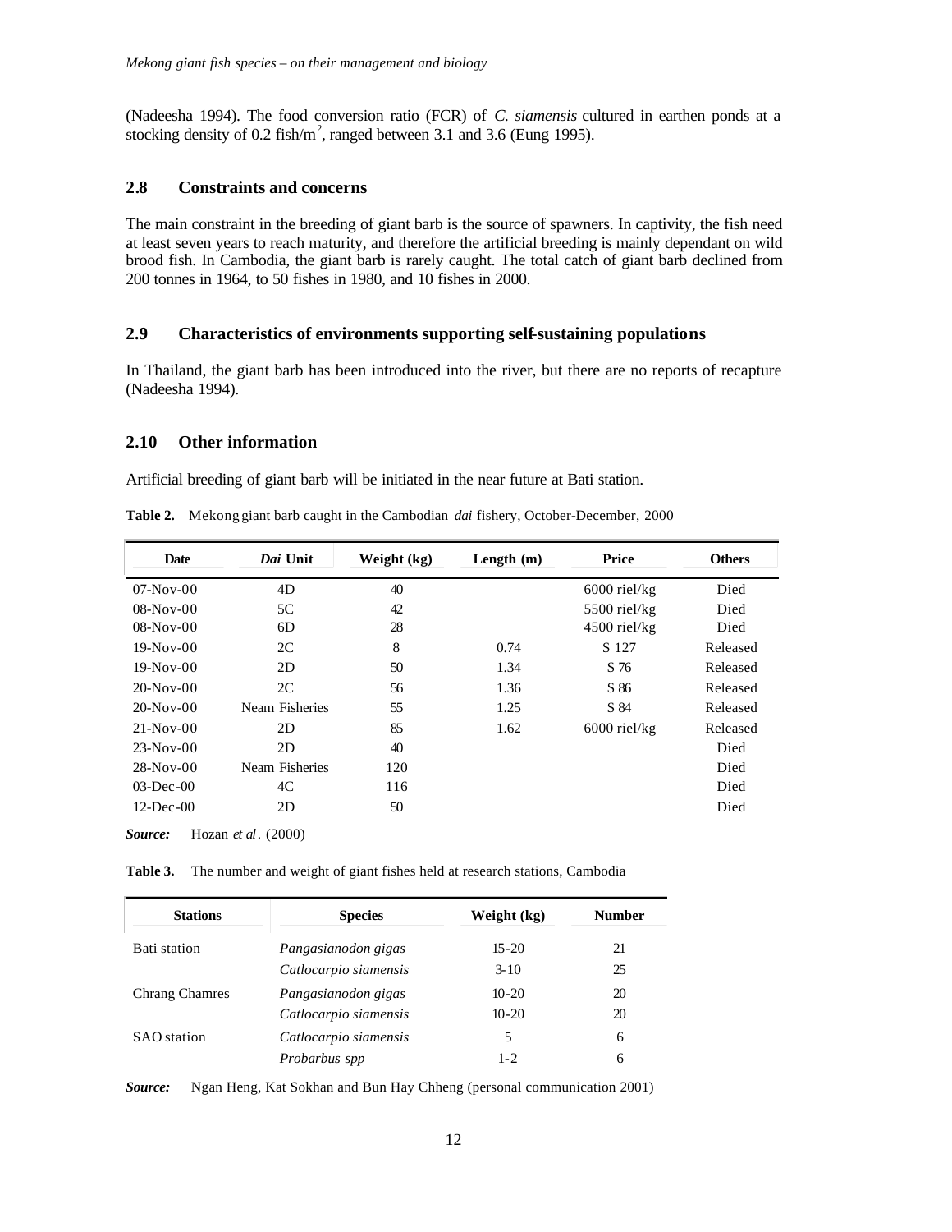(Nadeesha 1994). The food conversion ratio (FCR) of *C. siamensis* cultured in earthen ponds at a stocking density of 0.2 fish/m$^2$, ranged between 3.1 and 3.6 (Eung 1995).

### 2.8 Constraints and concerns

The main constraint in the breeding of giant barb is the source of spawners. In captivity, the fish need at least seven years to reach maturity, and therefore the artificial breeding is mainly dependant on wild brood fish. In Cambodia, the giant barb is rarely caught. The total catch of giant barb declined from 200 tonnes in 1964, to 50 fishes in 1980, and 10 fishes in 2000.

### 2.9 Characteristics of environments supporting self-sustaining populations

In Thailand, the giant barb has been introduced into the river, but there are no reports of recapture (Nadeesha 1994).

### 2.10 Other information

Artificial breeding of giant barb will be initiated in the near future at Bati station.

**Table 2.** Mekong giant barb caught in the Cambodian *dai* fishery, October-December, 2000

| Date | *Dai* Unit | Weight (kg) | Length (m) | Price | Others |
|---|---|---|---|---|---|
| 07-Nov-00 | 4D | 40 | | 6000 riel/kg | Died |
| 08-Nov-00 | 5C | 42 | | 5500 riel/kg | Died |
| 08-Nov-00 | 6D | 28 | | 4500 riel/kg | Died |
| 19-Nov-00 | 2C | 8 | 0.74 | $ 127 | Released |
| 19-Nov-00 | 2D | 50 | 1.34 | $ 76 | Released |
| 20-Nov-00 | 2C | 56 | 1.36 | $ 86 | Released |
| 20-Nov-00 | Neam Fisheries | 55 | 1.25 | $ 84 | Released |
| 21-Nov-00 | 2D | 85 | 1.62 | 6000 riel/kg | Released |
| 23-Nov-00 | 2D | 40 | | | Died |
| 28-Nov-00 | Neam Fisheries | 120 | | | Died |
| 03-Dec-00 | 4C | 116 | | | Died |
| 12-Dec-00 | 2D | 50 | | | Died |

***Source:*** Hozan *et al*. (2000)

**Table 3.** The number and weight of giant fishes held at research stations, Cambodia

| Stations | Species | Weight (kg) | Number |
|---|---|---|---|
| Bati station | *Pangasianodon gigas* | 15-20 | 21 |
| | *Catlocarpio siamensis* | 3-10 | 25 |
| Chrang Chamres | *Pangasianodon gigas* | 10-20 | 20 |
| | *Catlocarpio siamensis* | 10-20 | 20 |
| SAO station | *Catlocarpio siamensis* | 5 | 6 |
| | *Probarbus spp* | 1-2 | 6 |

***Source:*** Ngan Heng, Kat Sokhan and Bun Hay Chheng (personal communication 2001)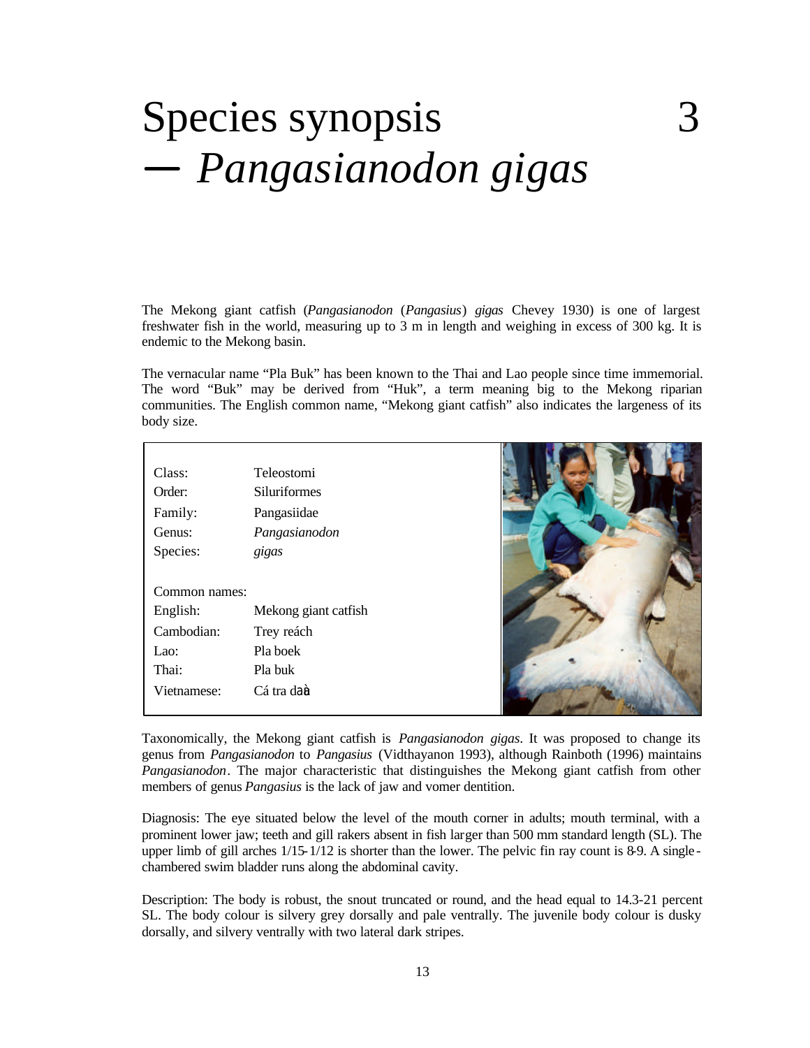# Species synopsis 3 — *Pangasianodon gigas*

The Mekong giant catfish (*Pangasianodon* (*Pangasius*) *gigas* Chevey 1930) is one of largest freshwater fish in the world, measuring up to 3 m in length and weighing in excess of 300 kg. It is endemic to the Mekong basin.

The vernacular name "Pla Buk" has been known to the Thai and Lao people since time immemorial. The word "Buk" may be derived from "Huk", a term meaning big to the Mekong riparian communities. The English common name, "Mekong giant catfish" also indicates the largeness of its body size.

| | |
|---|---|
| Class: | Teleostomi |
| Order: | Siluriformes |
| Family: | Pangasiidae |
| Genus: | *Pangasianodon* |
| Species: | *gigas* |
| | |
| Common names: | |
| English: | Mekong giant catfish |
| Cambodian: | Trey reách |
| Lao: | Pla boek |
| Thai: | Pla buk |
| Vietnamese: | Cá tra daà |

Taxonomically, the Mekong giant catfish is *Pangasianodon gigas*. It was proposed to change its genus from *Pangasianodon* to *Pangasius* (Vidthayanon 1993), although Rainboth (1996) maintains *Pangasianodon*. The major characteristic that distinguishes the Mekong giant catfish from other members of genus *Pangasius* is the lack of jaw and vomer dentition.

Diagnosis: The eye situated below the level of the mouth corner in adults; mouth terminal, with a prominent lower jaw; teeth and gill rakers absent in fish larger than 500 mm standard length (SL). The upper limb of gill arches 1/15-1/12 is shorter than the lower. The pelvic fin ray count is 8-9. A single-chambered swim bladder runs along the abdominal cavity.

Description: The body is robust, the snout truncated or round, and the head equal to 14.3-21 percent SL. The body colour is silvery grey dorsally and pale ventrally. The juvenile body colour is dusky dorsally, and silvery ventrally with two lateral dark stripes.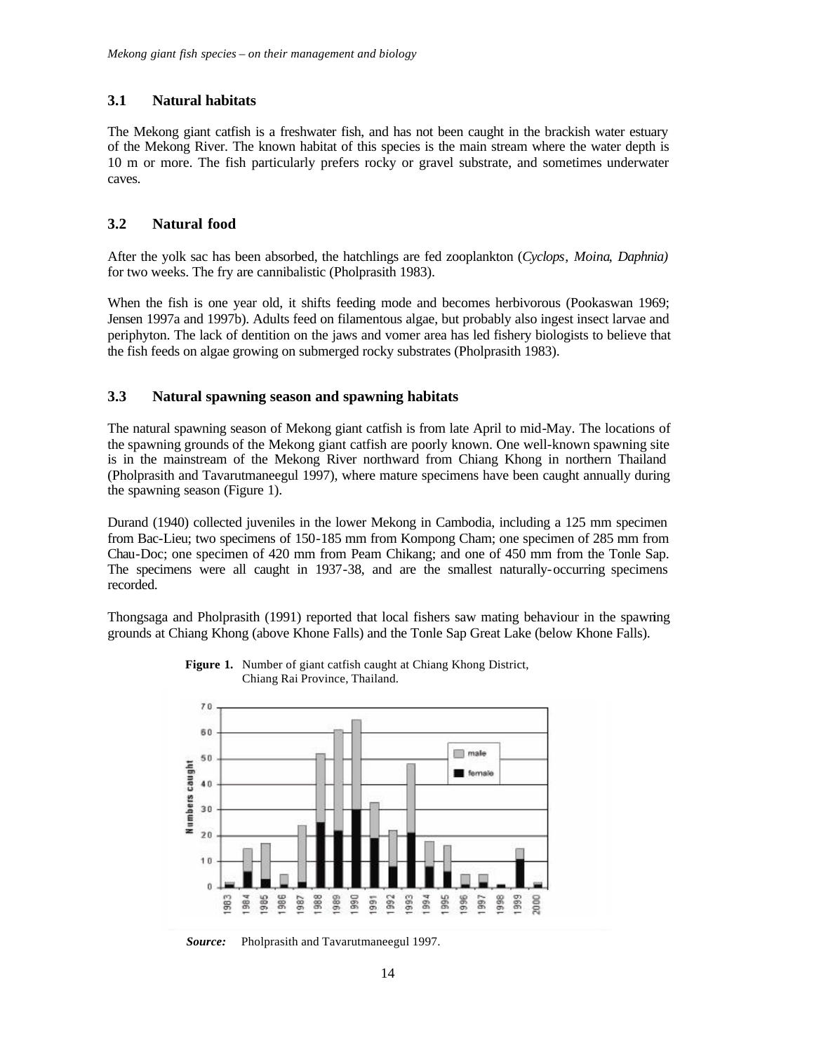### 3.1 Natural habitats

The Mekong giant catfish is a freshwater fish, and has not been caught in the brackish water estuary of the Mekong River. The known habitat of this species is the main stream where the water depth is 10 m or more. The fish particularly prefers rocky or gravel substrate, and sometimes underwater caves.

### 3.2 Natural food

After the yolk sac has been absorbed, the hatchlings are fed zooplankton (*Cyclops*, *Moina*, *Daphnia)* for two weeks. The fry are cannibalistic (Pholprasith 1983).

When the fish is one year old, it shifts feeding mode and becomes herbivorous (Pookaswan 1969; Jensen 1997a and 1997b). Adults feed on filamentous algae, but probably also ingest insect larvae and periphyton. The lack of dentition on the jaws and vomer area has led fishery biologists to believe that the fish feeds on algae growing on submerged rocky substrates (Pholprasith 1983).

### 3.3 Natural spawning season and spawning habitats

The natural spawning season of Mekong giant catfish is from late April to mid-May. The locations of the spawning grounds of the Mekong giant catfish are poorly known. One well-known spawning site is in the mainstream of the Mekong River northward from Chiang Khong in northern Thailand (Pholprasith and Tavarutmaneegul 1997), where mature specimens have been caught annually during the spawning season (Figure 1).

Durand (1940) collected juveniles in the lower Mekong in Cambodia, including a 125 mm specimen from Bac-Lieu; two specimens of 150-185 mm from Kompong Cham; one specimen of 285 mm from Chau-Doc; one specimen of 420 mm from Peam Chikang; and one of 450 mm from the Tonle Sap. The specimens were all caught in 1937-38, and are the smallest naturally-occurring specimens recorded.

Thongsaga and Pholprasith (1991) reported that local fishers saw mating behaviour in the spawning grounds at Chiang Khong (above Khone Falls) and the Tonle Sap Great Lake (below Khone Falls).

**Figure 1.** Number of giant catfish caught at Chiang Khong District, Chiang Rai Province, Thailand.

***Source:*** Pholprasith and Tavarutmaneegul 1997.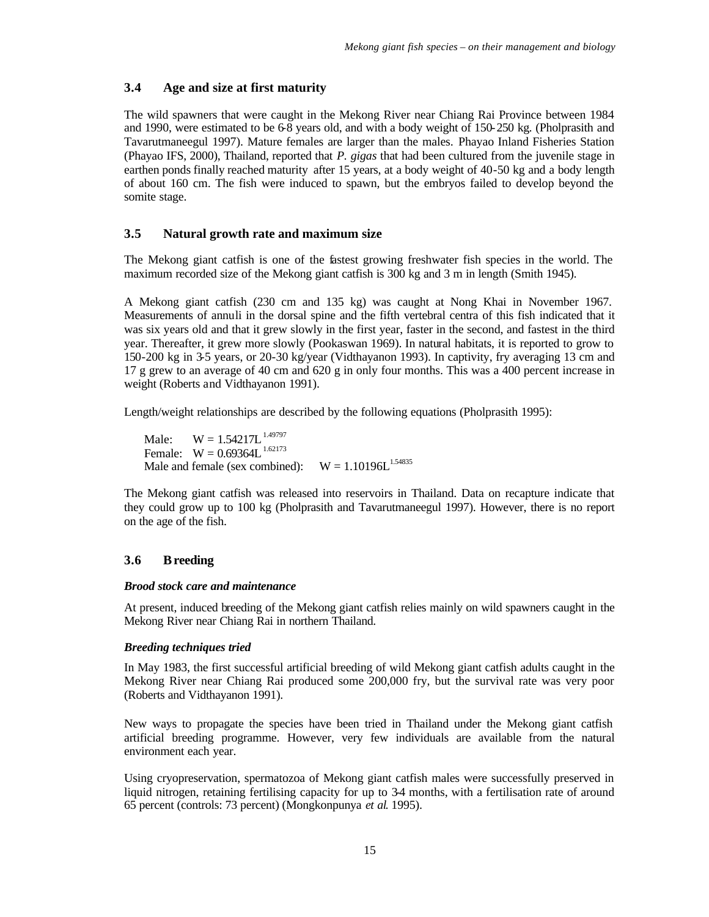### 3.4 Age and size at first maturity

The wild spawners that were caught in the Mekong River near Chiang Rai Province between 1984 and 1990, were estimated to be 6-8 years old, and with a body weight of 150-250 kg. (Pholprasith and Tavarutmaneegul 1997). Mature females are larger than the males. Phayao Inland Fisheries Station (Phayao IFS, 2000), Thailand, reported that *P. gigas* that had been cultured from the juvenile stage in earthen ponds finally reached maturity after 15 years, at a body weight of 40-50 kg and a body length of about 160 cm. The fish were induced to spawn, but the embryos failed to develop beyond the somite stage.

### 3.5 Natural growth rate and maximum size

The Mekong giant catfish is one of the fastest growing freshwater fish species in the world. The maximum recorded size of the Mekong giant catfish is 300 kg and 3 m in length (Smith 1945).

A Mekong giant catfish (230 cm and 135 kg) was caught at Nong Khai in November 1967. Measurements of annuli in the dorsal spine and the fifth vertebral centra of this fish indicated that it was six years old and that it grew slowly in the first year, faster in the second, and fastest in the third year. Thereafter, it grew more slowly (Pookaswan 1969). In natural habitats, it is reported to grow to 150-200 kg in 3-5 years, or 20-30 kg/year (Vidthayanon 1993). In captivity, fry averaging 13 cm and 17 g grew to an average of 40 cm and 620 g in only four months. This was a 400 percent increase in weight (Roberts and Vidthayanon 1991).

Length/weight relationships are described by the following equations (Pholprasith 1995):

Male: $W = 1.54217L^{1.49797}$
Female: $W = 0.69364L^{1.62173}$
Male and female (sex combined): $W = 1.10196L^{1.54835}$

The Mekong giant catfish was released into reservoirs in Thailand. Data on recapture indicate that they could grow up to 100 kg (Pholprasith and Tavarutmaneegul 1997). However, there is no report on the age of the fish.

### 3.6 Breeding

***Brood stock care and maintenance***

At present, induced breeding of the Mekong giant catfish relies mainly on wild spawners caught in the Mekong River near Chiang Rai in northern Thailand.

***Breeding techniques tried***

In May 1983, the first successful artificial breeding of wild Mekong giant catfish adults caught in the Mekong River near Chiang Rai produced some 200,000 fry, but the survival rate was very poor (Roberts and Vidthayanon 1991).

New ways to propagate the species have been tried in Thailand under the Mekong giant catfish artificial breeding programme. However, very few individuals are available from the natural environment each year.

Using cryopreservation, spermatozoa of Mekong giant catfish males were successfully preserved in liquid nitrogen, retaining fertilising capacity for up to 3-4 months, with a fertilisation rate of around 65 percent (controls: 73 percent) (Mongkonpunya *et al*. 1995).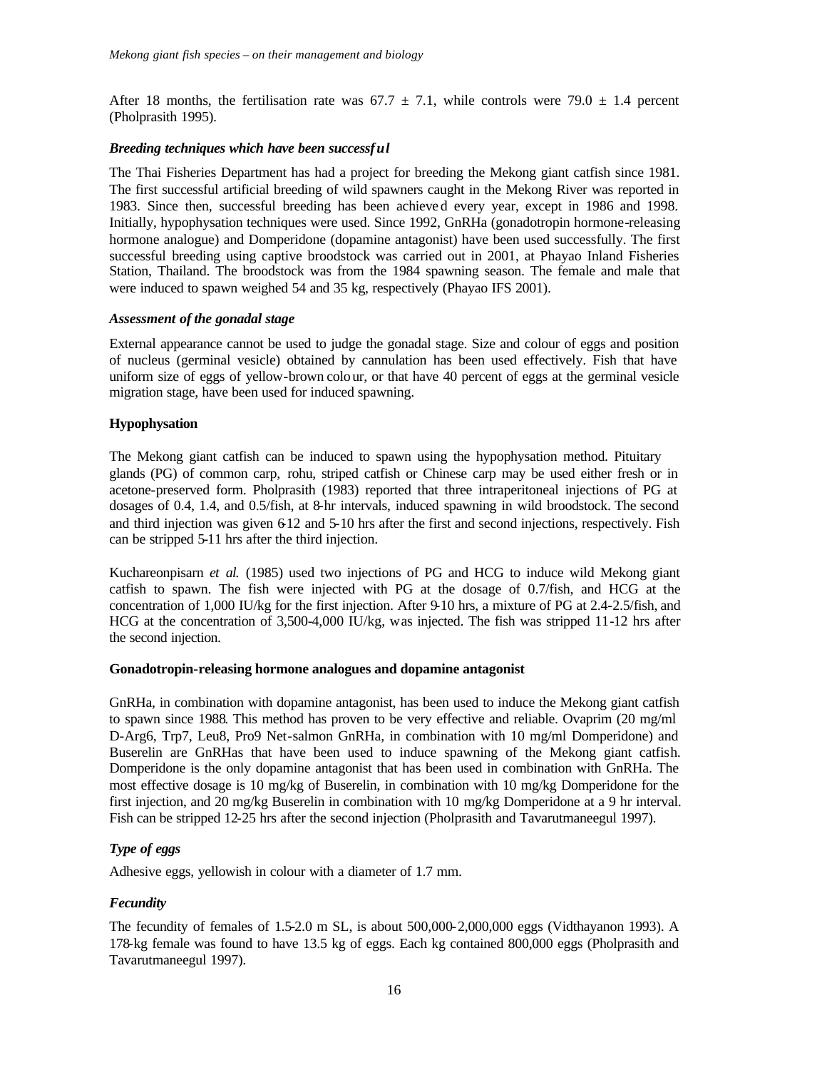After 18 months, the fertilisation rate was 67.7 ± 7.1, while controls were 79.0 ± 1.4 percent (Pholprasith 1995).

### *Breeding techniques which have been successful*

The Thai Fisheries Department has had a project for breeding the Mekong giant catfish since 1981. The first successful artificial breeding of wild spawners caught in the Mekong River was reported in 1983. Since then, successful breeding has been achieved every year, except in 1986 and 1998. Initially, hypophysation techniques were used. Since 1992, GnRHa (gonadotropin hormone-releasing hormone analogue) and Domperidone (dopamine antagonist) have been used successfully. The first successful breeding using captive broodstock was carried out in 2001, at Phayao Inland Fisheries Station, Thailand. The broodstock was from the 1984 spawning season. The female and male that were induced to spawn weighed 54 and 35 kg, respectively (Phayao IFS 2001).

### *Assessment of the gonadal stage*

External appearance cannot be used to judge the gonadal stage. Size and colour of eggs and position of nucleus (germinal vesicle) obtained by cannulation has been used effectively. Fish that have uniform size of eggs of yellow-brown colour, or that have 40 percent of eggs at the germinal vesicle migration stage, have been used for induced spawning.

### **Hypophysation**

The Mekong giant catfish can be induced to spawn using the hypophysation method. Pituitary glands (PG) of common carp, rohu, striped catfish or Chinese carp may be used either fresh or in acetone-preserved form. Pholprasith (1983) reported that three intraperitoneal injections of PG at dosages of 0.4, 1.4, and 0.5/fish, at 8-hr intervals, induced spawning in wild broodstock. The second and third injection was given 6-12 and 5-10 hrs after the first and second injections, respectively. Fish can be stripped 5-11 hrs after the third injection.

Kuchareonpisarn *et al.* (1985) used two injections of PG and HCG to induce wild Mekong giant catfish to spawn. The fish were injected with PG at the dosage of 0.7/fish, and HCG at the concentration of 1,000 IU/kg for the first injection. After 9-10 hrs, a mixture of PG at 2.4-2.5/fish, and HCG at the concentration of 3,500-4,000 IU/kg, was injected. The fish was stripped 11-12 hrs after the second injection.

### **Gonadotropin-releasing hormone analogues and dopamine antagonist**

GnRHa, in combination with dopamine antagonist, has been used to induce the Mekong giant catfish to spawn since 1988. This method has proven to be very effective and reliable. Ovaprim (20 mg/ml D-Arg6, Trp7, Leu8, Pro9 Net-salmon GnRHa, in combination with 10 mg/ml Domperidone) and Buserelin are GnRHas that have been used to induce spawning of the Mekong giant catfish. Domperidone is the only dopamine antagonist that has been used in combination with GnRHa. The most effective dosage is 10 mg/kg of Buserelin, in combination with 10 mg/kg Domperidone for the first injection, and 20 mg/kg Buserelin in combination with 10 mg/kg Domperidone at a 9 hr interval. Fish can be stripped 12-25 hrs after the second injection (Pholprasith and Tavarutmaneegul 1997).

### *Type of eggs*

Adhesive eggs, yellowish in colour with a diameter of 1.7 mm.

### *Fecundity*

The fecundity of females of 1.5-2.0 m SL, is about 500,000-2,000,000 eggs (Vidthayanon 1993). A 178-kg female was found to have 13.5 kg of eggs. Each kg contained 800,000 eggs (Pholprasith and Tavarutmaneegul 1997).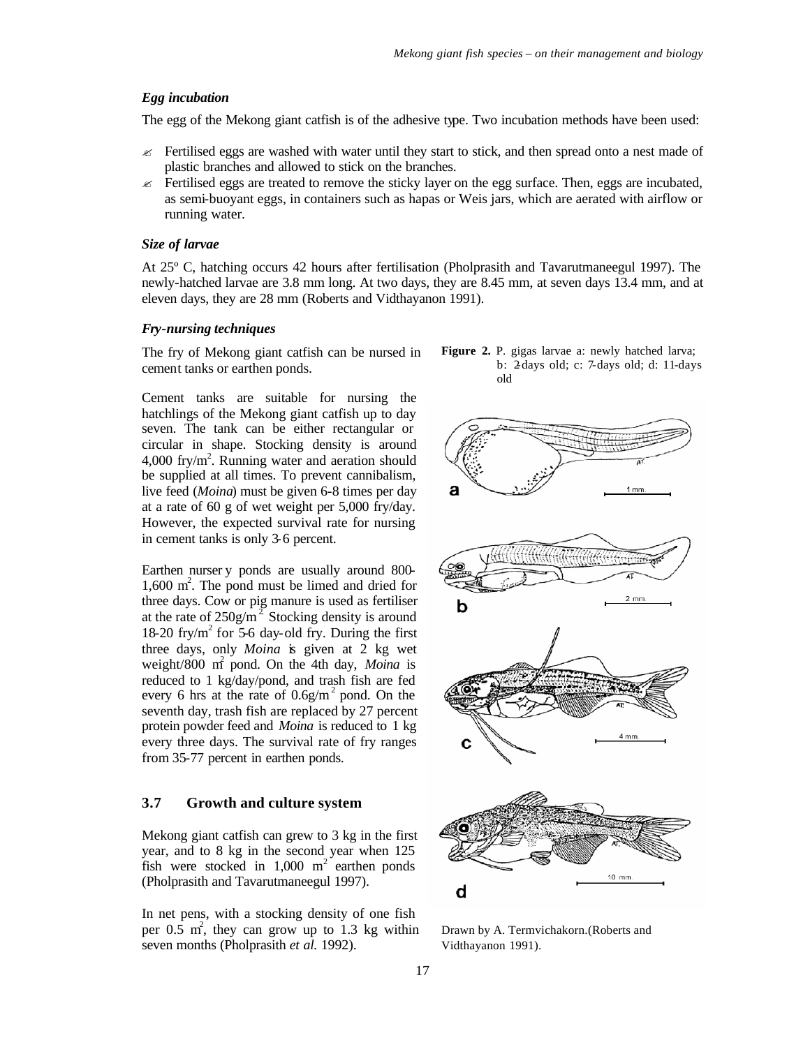### *Egg incubation*

The egg of the Mekong giant catfish is of the adhesive type. Two incubation methods have been used:

- Fertilised eggs are washed with water until they start to stick, and then spread onto a nest made of plastic branches and allowed to stick on the branches.
- Fertilised eggs are treated to remove the sticky layer on the egg surface. Then, eggs are incubated, as semi-buoyant eggs, in containers such as hapas or Weis jars, which are aerated with airflow or running water.

### *Size of larvae*

At 25º C, hatching occurs 42 hours after fertilisation (Pholprasith and Tavarutmaneegul 1997). The newly-hatched larvae are 3.8 mm long. At two days, they are 8.45 mm, at seven days 13.4 mm, and at eleven days, they are 28 mm (Roberts and Vidthayanon 1991).

### *Fry-nursing techniques*

The fry of Mekong giant catfish can be nursed in cement tanks or earthen ponds.

Cement tanks are suitable for nursing the hatchlings of the Mekong giant catfish up to day seven. The tank can be either rectangular or circular in shape. Stocking density is around 4,000 fry/m$^2$. Running water and aeration should be supplied at all times. To prevent cannibalism, live feed (*Moina*) must be given 6-8 times per day at a rate of 60 g of wet weight per 5,000 fry/day. However, the expected survival rate for nursing in cement tanks is only 3-6 percent.

Earthen nursery ponds are usually around 800-1,600 m$^2$. The pond must be limed and dried for three days. Cow or pig manure is used as fertiliser at the rate of 250g/m$^2$ Stocking density is around 18-20 fry/m$^2$ for 5-6 day-old fry. During the first three days, only *Moina* is given at 2 kg wet weight/800 m$^2$ pond. On the 4th day, *Moina* is reduced to 1 kg/day/pond, and trash fish are fed every 6 hrs at the rate of 0.6g/m$^2$ pond. On the seventh day, trash fish are replaced by 27 percent protein powder feed and *Moina* is reduced to 1 kg every three days. The survival rate of fry ranges from 35-77 percent in earthen ponds.

**Figure 2.** P. gigas larvae a: newly hatched larva; b: 2-days old; c: 7-days old; d: 11-days old

Drawn by A. Termvichakorn.(Roberts and Vidthayanon 1991).

## 3.7 Growth and culture system

Mekong giant catfish can grew to 3 kg in the first year, and to 8 kg in the second year when 125 fish were stocked in 1,000 m$^2$ earthen ponds (Pholprasith and Tavarutmaneegul 1997).

In net pens, with a stocking density of one fish per 0.5 m$^2$, they can grow up to 1.3 kg within seven months (Pholprasith *et al.* 1992).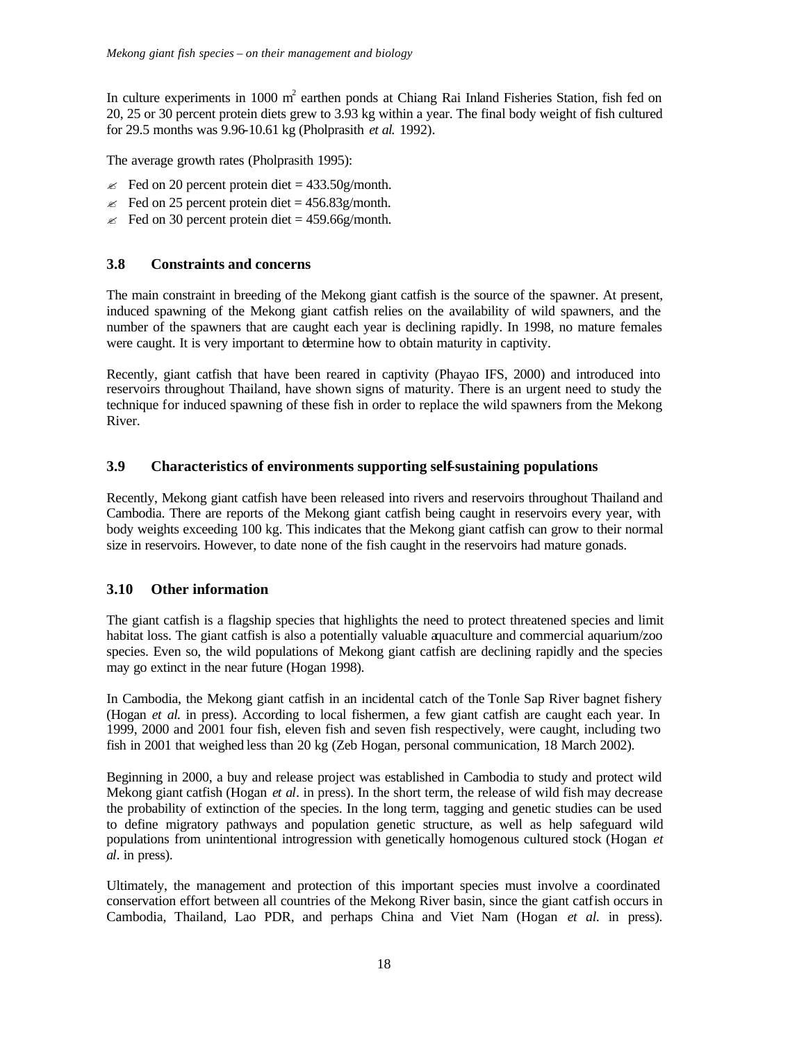In culture experiments in 1000 $m^2$ earthen ponds at Chiang Rai Inland Fisheries Station, fish fed on 20, 25 or 30 percent protein diets grew to 3.93 kg within a year. The final body weight of fish cultured for 29.5 months was 9.96-10.61 kg (Pholprasith *et al.* 1992).

The average growth rates (Pholprasith 1995):

- Fed on 20 percent protein diet = 433.50g/month.
- Fed on 25 percent protein diet = 456.83g/month.
- Fed on 30 percent protein diet = 459.66g/month.

### 3.8 Constraints and concerns

The main constraint in breeding of the Mekong giant catfish is the source of the spawner. At present, induced spawning of the Mekong giant catfish relies on the availability of wild spawners, and the number of the spawners that are caught each year is declining rapidly. In 1998, no mature females were caught. It is very important to determine how to obtain maturity in captivity.

Recently, giant catfish that have been reared in captivity (Phayao IFS, 2000) and introduced into reservoirs throughout Thailand, have shown signs of maturity. There is an urgent need to study the technique for induced spawning of these fish in order to replace the wild spawners from the Mekong River.

### 3.9 Characteristics of environments supporting self-sustaining populations

Recently, Mekong giant catfish have been released into rivers and reservoirs throughout Thailand and Cambodia. There are reports of the Mekong giant catfish being caught in reservoirs every year, with body weights exceeding 100 kg. This indicates that the Mekong giant catfish can grow to their normal size in reservoirs. However, to date none of the fish caught in the reservoirs had mature gonads.

### 3.10 Other information

The giant catfish is a flagship species that highlights the need to protect threatened species and limit habitat loss. The giant catfish is also a potentially valuable aquaculture and commercial aquarium/zoo species. Even so, the wild populations of Mekong giant catfish are declining rapidly and the species may go extinct in the near future (Hogan 1998).

In Cambodia, the Mekong giant catfish in an incidental catch of the Tonle Sap River bagnet fishery (Hogan *et al.* in press). According to local fishermen, a few giant catfish are caught each year. In 1999, 2000 and 2001 four fish, eleven fish and seven fish respectively, were caught, including two fish in 2001 that weighed less than 20 kg (Zeb Hogan, personal communication, 18 March 2002).

Beginning in 2000, a buy and release project was established in Cambodia to study and protect wild Mekong giant catfish (Hogan *et al*. in press). In the short term, the release of wild fish may decrease the probability of extinction of the species. In the long term, tagging and genetic studies can be used to define migratory pathways and population genetic structure, as well as help safeguard wild populations from unintentional introgression with genetically homogenous cultured stock (Hogan *et al*. in press).

Ultimately, the management and protection of this important species must involve a coordinated conservation effort between all countries of the Mekong River basin, since the giant catfish occurs in Cambodia, Thailand, Lao PDR, and perhaps China and Viet Nam (Hogan *et al.* in press).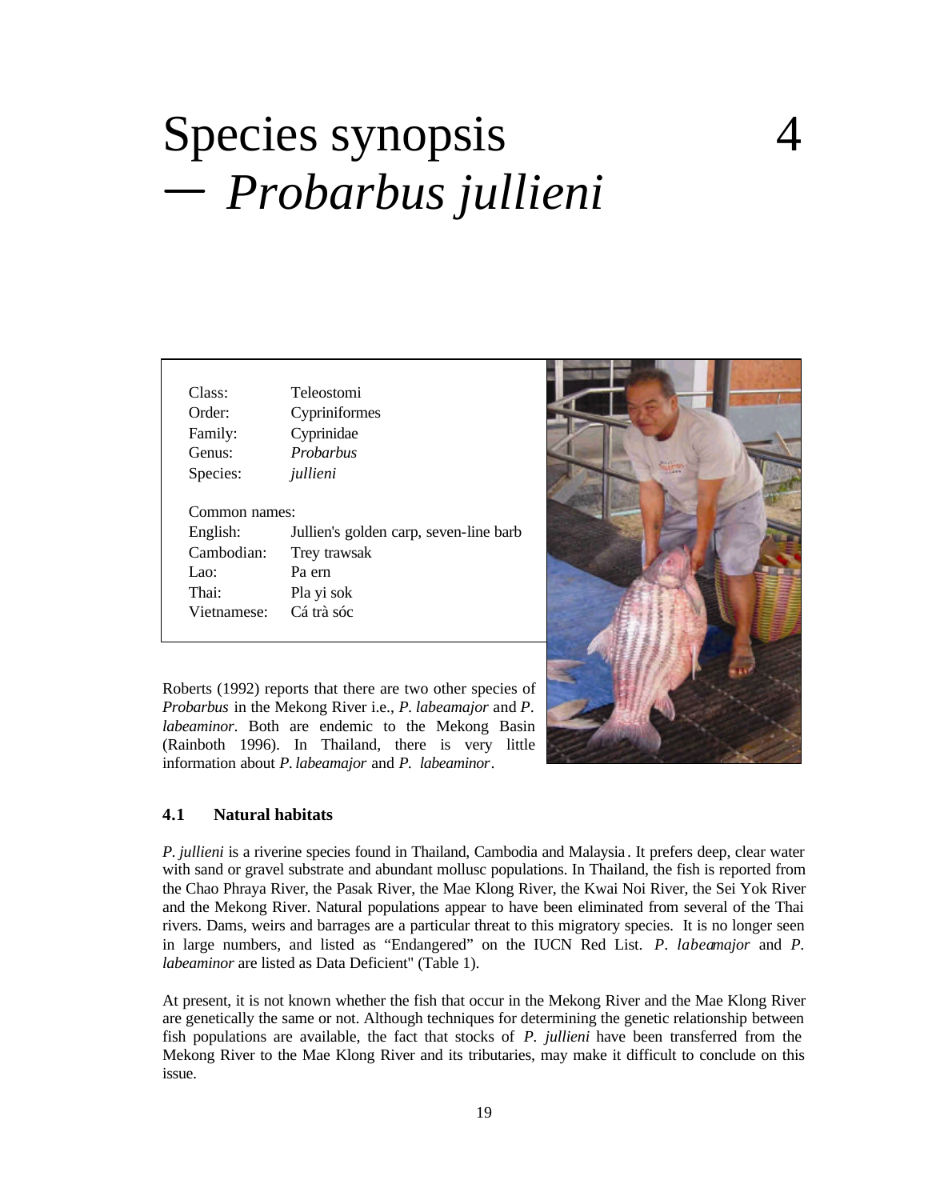# Species synopsis — *Probarbus jullieni* 4

| | |
|---|---|
| Class: | Teleostomi |
| Order: | Cypriniformes |
| Family: | Cyprinidae |
| Genus: | *Probarbus* |
| Species: | *jullieni* |

Common names:

| | |
|---|---|
| English: | Jullien's golden carp, seven-line barb |
| Cambodian: | Trey trawsak |
| Lao: | Pa ern |
| Thai: | Pla yi sok |
| Vietnamese: | Cá trà sóc |

Roberts (1992) reports that there are two other species of *Probarbus* in the Mekong River i.e., *P. labeamajor* and *P. labeaminor*. Both are endemic to the Mekong Basin (Rainboth 1996). In Thailand, there is very little information about *P. labeamajor* and *P. labeaminor*.

## 4.1 Natural habitats

*P. jullieni* is a riverine species found in Thailand, Cambodia and Malaysia. It prefers deep, clear water with sand or gravel substrate and abundant mollusc populations. In Thailand, the fish is reported from the Chao Phraya River, the Pasak River, the Mae Klong River, the Kwai Noi River, the Sei Yok River and the Mekong River. Natural populations appear to have been eliminated from several of the Thai rivers. Dams, weirs and barrages are a particular threat to this migratory species. It is no longer seen in large numbers, and listed as "Endangered" on the IUCN Red List. *P. labeamajor* and *P. labeaminor* are listed as Data Deficient" (Table 1).

At present, it is not known whether the fish that occur in the Mekong River and the Mae Klong River are genetically the same or not. Although techniques for determining the genetic relationship between fish populations are available, the fact that stocks of *P. jullieni* have been transferred from the Mekong River to the Mae Klong River and its tributaries, may make it difficult to conclude on this issue.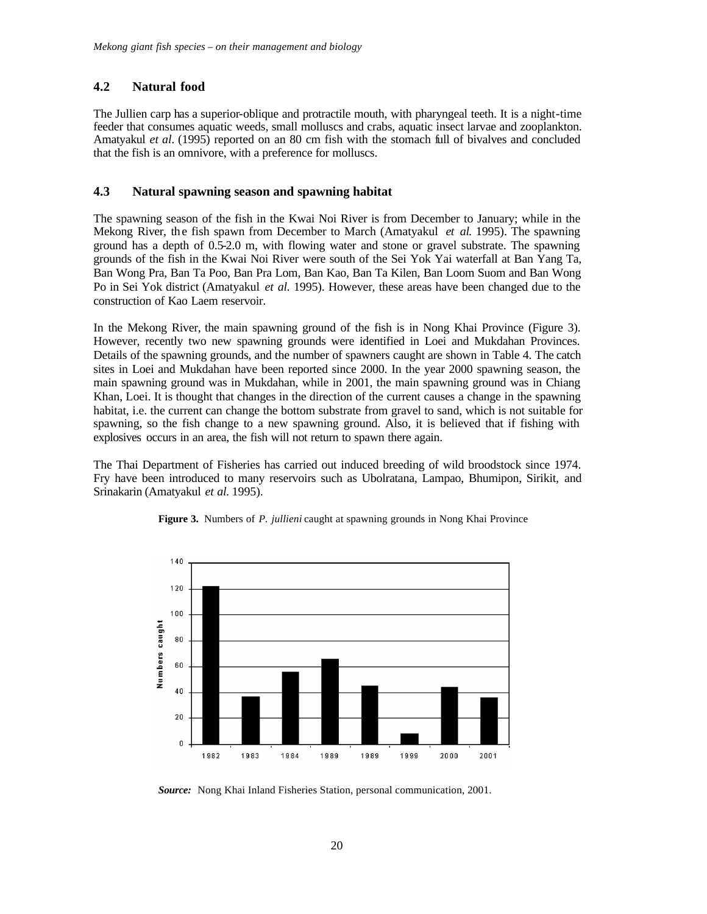## 4.2 Natural food

The Jullien carp has a superior-oblique and protractile mouth, with pharyngeal teeth. It is a night-time feeder that consumes aquatic weeds, small molluscs and crabs, aquatic insect larvae and zooplankton. Amatyakul *et al*. (1995) reported on an 80 cm fish with the stomach full of bivalves and concluded that the fish is an omnivore, with a preference for molluscs.

## 4.3 Natural spawning season and spawning habitat

The spawning season of the fish in the Kwai Noi River is from December to January; while in the Mekong River, the fish spawn from December to March (Amatyakul *et al*. 1995). The spawning ground has a depth of 0.5-2.0 m, with flowing water and stone or gravel substrate. The spawning grounds of the fish in the Kwai Noi River were south of the Sei Yok Yai waterfall at Ban Yang Ta, Ban Wong Pra, Ban Ta Poo, Ban Pra Lom, Ban Kao, Ban Ta Kilen, Ban Loom Suom and Ban Wong Po in Sei Yok district (Amatyakul *et al*. 1995). However, these areas have been changed due to the construction of Kao Laem reservoir.

In the Mekong River, the main spawning ground of the fish is in Nong Khai Province (Figure 3). However, recently two new spawning grounds were identified in Loei and Mukdahan Provinces. Details of the spawning grounds, and the number of spawners caught are shown in Table 4. The catch sites in Loei and Mukdahan have been reported since 2000. In the year 2000 spawning season, the main spawning ground was in Mukdahan, while in 2001, the main spawning ground was in Chiang Khan, Loei. It is thought that changes in the direction of the current causes a change in the spawning habitat, i.e. the current can change the bottom substrate from gravel to sand, which is not suitable for spawning, so the fish change to a new spawning ground. Also, it is believed that if fishing with explosives occurs in an area, the fish will not return to spawn there again.

The Thai Department of Fisheries has carried out induced breeding of wild broodstock since 1974. Fry have been introduced to many reservoirs such as Ubolratana, Lampao, Bhumipon, Sirikit, and Srinakarin (Amatyakul *et al*. 1995).

**Figure 3.** Numbers of *P. jullieni* caught at spawning grounds in Nong Khai Province

*Source:* Nong Khai Inland Fisheries Station, personal communication, 2001.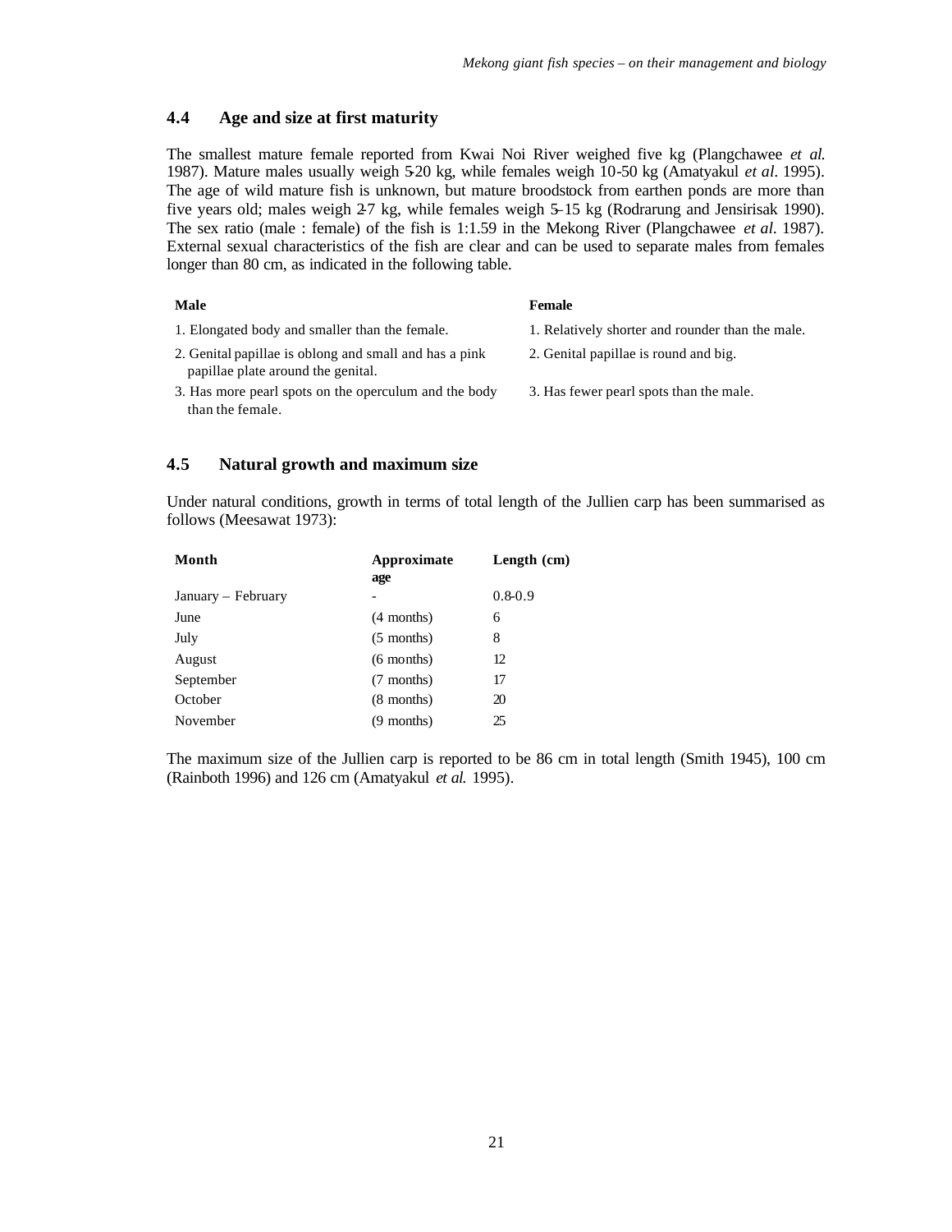## 4.4 Age and size at first maturity

The smallest mature female reported from Kwai Noi River weighed five kg (Plangchawee *et al.* 1987). Mature males usually weigh 5-20 kg, while females weigh 10-50 kg (Amatyakul *et al*. 1995). The age of wild mature fish is unknown, but mature broodstock from earthen ponds are more than five years old; males weigh 2-7 kg, while females weigh 5-15 kg (Rodrarung and Jensirisak 1990). The sex ratio (male : female) of the fish is 1:1.59 in the Mekong River (Plangchawee *et al*. 1987). External sexual characteristics of the fish are clear and can be used to separate males from females longer than 80 cm, as indicated in the following table.

| Male | Female |
|---|---|
| 1. Elongated body and smaller than the female. | 1. Relatively shorter and rounder than the male. |
| 2. Genital papillae is oblong and small and has a pink papillae plate around the genital. | 2. Genital papillae is round and big. |
| 3. Has more pearl spots on the operculum and the body than the female. | 3. Has fewer pearl spots than the male. |

## 4.5 Natural growth and maximum size

Under natural conditions, growth in terms of total length of the Jullien carp has been summarised as follows (Meesawat 1973):

| Month | Approximate age | Length (cm) |
|---|---|---|
| January – February | - | 0.8-0.9 |
| June | (4 months) | 6 |
| July | (5 months) | 8 |
| August | (6 months) | 12 |
| September | (7 months) | 17 |
| October | (8 months) | 20 |
| November | (9 months) | 25 |

The maximum size of the Jullien carp is reported to be 86 cm in total length (Smith 1945), 100 cm (Rainboth 1996) and 126 cm (Amatyakul *et al.* 1995).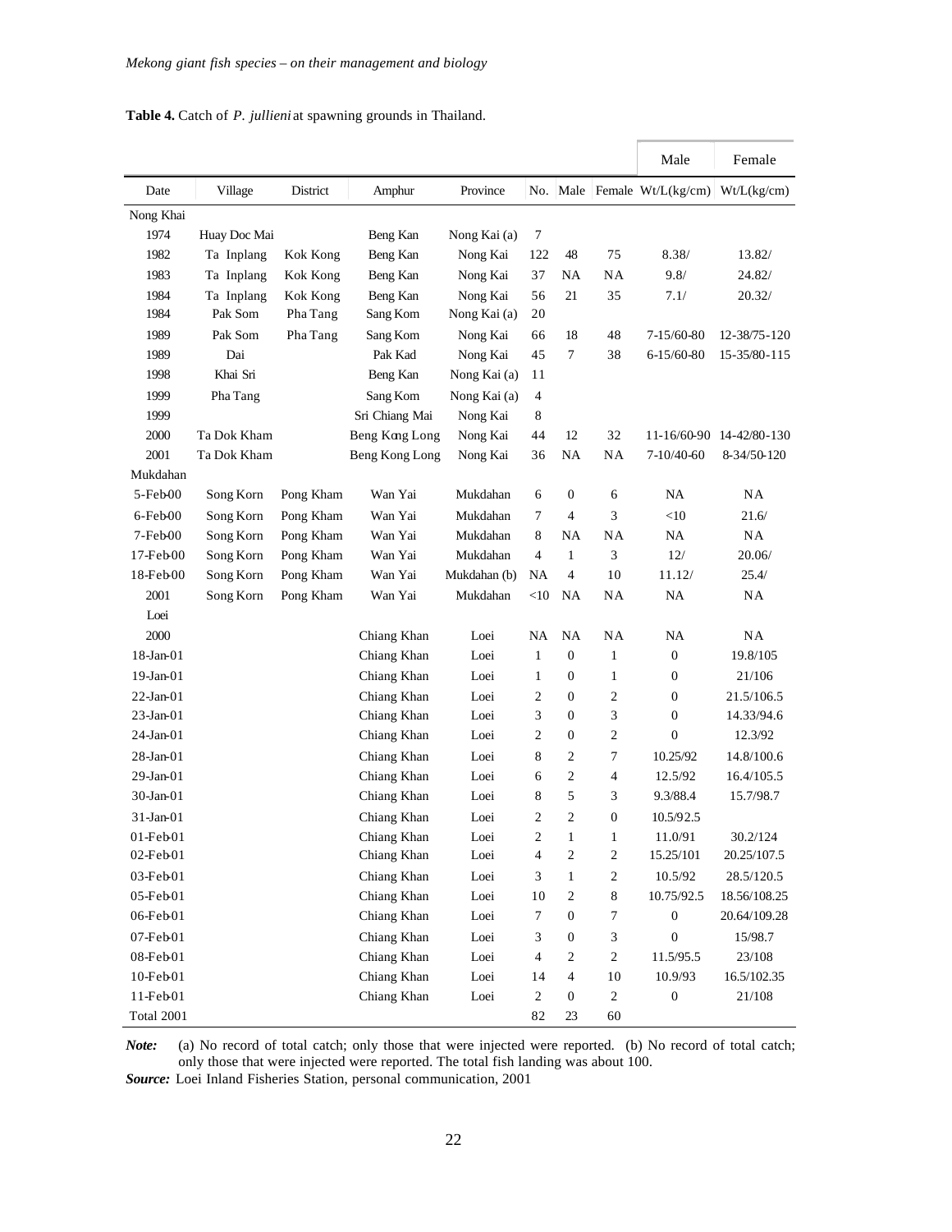**Table 4.** Catch of *P. jullieni* at spawning grounds in Thailand.

| | | | | | | | | Male | Female |
|---|---|---|---|---|---|---|---|---|---|
| Date | Village | District | Amphur | Province | No. | Male | Female | Wt/L(kg/cm) | Wt/L(kg/cm) |
| Nong Khai | | | | | | | | | |
| 1974 | Huay Doc Mai | | Beng Kan | Nong Kai (a) | 7 | | | | |
| 1982 | Ta Inplang | Kok Kong | Beng Kan | Nong Kai | 122 | 48 | 75 | 8.38/ | 13.82/ |
| 1983 | Ta Inplang | Kok Kong | Beng Kan | Nong Kai | 37 | NA | NA | 9.8/ | 24.82/ |
| 1984 | Ta Inplang | Kok Kong | Beng Kan | Nong Kai | 56 | 21 | 35 | 7.1/ | 20.32/ |
| 1984 | Pak Som | Pha Tang | Sang Kom | Nong Kai (a) | 20 | | | | |
| 1989 | Pak Som | Pha Tang | Sang Kom | Nong Kai | 66 | 18 | 48 | 7-15/60-80 | 12-38/75-120 |
| 1989 | Dai | | Pak Kad | Nong Kai | 45 | 7 | 38 | 6-15/60-80 | 15-35/80-115 |
| 1998 | Khai Sri | | Beng Kan | Nong Kai (a) | 11 | | | | |
| 1999 | Pha Tang | | Sang Kom | Nong Kai (a) | 4 | | | | |
| 1999 | | | Sri Chiang Mai | Nong Kai | 8 | | | | |
| 2000 | Ta Dok Kham | | Beng Kong Long | Nong Kai | 44 | 12 | 32 | 11-16/60-90 | 14-42/80-130 |
| 2001 | Ta Dok Kham | | Beng Kong Long | Nong Kai | 36 | NA | NA | 7-10/40-60 | 8-34/50-120 |
| Mukdahan | | | | | | | | | |
| 5-Feb-00 | Song Korn | Pong Kham | Wan Yai | Mukdahan | 6 | 0 | 6 | NA | NA |
| 6-Feb-00 | Song Korn | Pong Kham | Wan Yai | Mukdahan | 7 | 4 | 3 | <10 | 21.6/ |
| 7-Feb-00 | Song Korn | Pong Kham | Wan Yai | Mukdahan | 8 | NA | NA | NA | NA |
| 17-Feb-00 | Song Korn | Pong Kham | Wan Yai | Mukdahan | 4 | 1 | 3 | 12/ | 20.06/ |
| 18-Feb-00 | Song Korn | Pong Kham | Wan Yai | Mukdahan (b) | NA | 4 | 10 | 11.12/ | 25.4/ |
| 2001 | Song Korn | Pong Kham | Wan Yai | Mukdahan | <10 | NA | NA | NA | NA |
| Loei | | | | | | | | | |
| 2000 | | | Chiang Khan | Loei | NA | NA | NA | NA | NA |
| 18-Jan-01 | | | Chiang Khan | Loei | 1 | 0 | 1 | 0 | 19.8/105 |
| 19-Jan-01 | | | Chiang Khan | Loei | 1 | 0 | 1 | 0 | 21/106 |
| 22-Jan-01 | | | Chiang Khan | Loei | 2 | 0 | 2 | 0 | 21.5/106.5 |
| 23-Jan-01 | | | Chiang Khan | Loei | 3 | 0 | 3 | 0 | 14.33/94.6 |
| 24-Jan-01 | | | Chiang Khan | Loei | 2 | 0 | 2 | 0 | 12.3/92 |
| 28-Jan-01 | | | Chiang Khan | Loei | 8 | 2 | 7 | 10.25/92 | 14.8/100.6 |
| 29-Jan-01 | | | Chiang Khan | Loei | 6 | 2 | 4 | 12.5/92 | 16.4/105.5 |
| 30-Jan-01 | | | Chiang Khan | Loei | 8 | 5 | 3 | 9.3/88.4 | 15.7/98.7 |
| 31-Jan-01 | | | Chiang Khan | Loei | 2 | 2 | 0 | 10.5/92.5 | |
| 01-Feb-01 | | | Chiang Khan | Loei | 2 | 1 | 1 | 11.0/91 | 30.2/124 |
| 02-Feb-01 | | | Chiang Khan | Loei | 4 | 2 | 2 | 15.25/101 | 20.25/107.5 |
| 03-Feb-01 | | | Chiang Khan | Loei | 3 | 1 | 2 | 10.5/92 | 28.5/120.5 |
| 05-Feb-01 | | | Chiang Khan | Loei | 10 | 2 | 8 | 10.75/92.5 | 18.56/108.25 |
| 06-Feb-01 | | | Chiang Khan | Loei | 7 | 0 | 7 | 0 | 20.64/109.28 |
| 07-Feb-01 | | | Chiang Khan | Loei | 3 | 0 | 3 | 0 | 15/98.7 |
| 08-Feb-01 | | | Chiang Khan | Loei | 4 | 2 | 2 | 11.5/95.5 | 23/108 |
| 10-Feb-01 | | | Chiang Khan | Loei | 14 | 4 | 10 | 10.9/93 | 16.5/102.35 |
| 11-Feb-01 | | | Chiang Khan | Loei | 2 | 0 | 2 | 0 | 21/108 |
| Total 2001 | | | | | 82 | 23 | 60 | | |

***Note:*** (a) No record of total catch; only those that were injected were reported. (b) No record of total catch; only those that were injected were reported. The total fish landing was about 100.

***Source:*** Loei Inland Fisheries Station, personal communication, 2001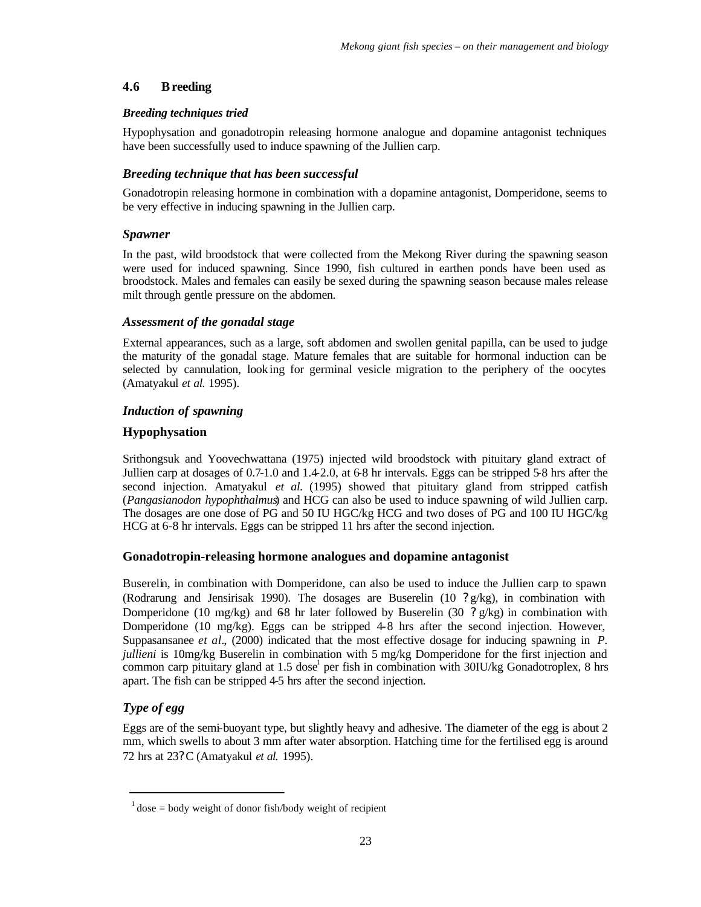## 4.6 Breeding

### *Breeding techniques tried*

Hypophysation and gonadotropin releasing hormone analogue and dopamine antagonist techniques have been successfully used to induce spawning of the Jullien carp.

### *Breeding technique that has been successful*

Gonadotropin releasing hormone in combination with a dopamine antagonist, Domperidone, seems to be very effective in inducing spawning in the Jullien carp.

### *Spawner*

In the past, wild broodstock that were collected from the Mekong River during the spawning season were used for induced spawning. Since 1990, fish cultured in earthen ponds have been used as broodstock. Males and females can easily be sexed during the spawning season because males release milt through gentle pressure on the abdomen.

### *Assessment of the gonadal stage*

External appearances, such as a large, soft abdomen and swollen genital papilla, can be used to judge the maturity of the gonadal stage. Mature females that are suitable for hormonal induction can be selected by cannulation, looking for germinal vesicle migration to the periphery of the oocytes (Amatyakul *et al.* 1995).

### *Induction of spawning*

#### Hypophysation

Srithongsuk and Yoovechwattana (1975) injected wild broodstock with pituitary gland extract of Jullien carp at dosages of 0.7-1.0 and 1.4-2.0, at 6-8 hr intervals. Eggs can be stripped 5-8 hrs after the second injection. Amatyakul *et al.* (1995) showed that pituitary gland from stripped catfish (*Pangasianodon hypophthalmus*) and HCG can also be used to induce spawning of wild Jullien carp. The dosages are one dose of PG and 50 IU HGC/kg HCG and two doses of PG and 100 IU HGC/kg HCG at 6-8 hr intervals. Eggs can be stripped 11 hrs after the second injection.

#### Gonadotropin-releasing hormone analogues and dopamine antagonist

Buserelin, in combination with Domperidone, can also be used to induce the Jullien carp to spawn (Rodrarung and Jensirisak 1990). The dosages are Buserelin (10 ?g/kg), in combination with Domperidone (10 mg/kg) and 6-8 hr later followed by Buserelin (30 ?g/kg) in combination with Domperidone (10 mg/kg). Eggs can be stripped 4-8 hrs after the second injection. However, Suppasansanee *et al*., (2000) indicated that the most effective dosage for inducing spawning in *P. jullieni* is 10mg/kg Buserelin in combination with 5 mg/kg Domperidone for the first injection and common carp pituitary gland at 1.5 dose[1] per fish in combination with 30IU/kg Gonadotroplex, 8 hrs apart. The fish can be stripped 4-5 hrs after the second injection.

### *Type of egg*

Eggs are of the semi-buoyant type, but slightly heavy and adhesive. The diameter of the egg is about 2 mm, which swells to about 3 mm after water absorption. Hatching time for the fertilised egg is around 72 hrs at 23?C (Amatyakul *et al.* 1995).

---

[1] dose = body weight of donor fish/body weight of recipient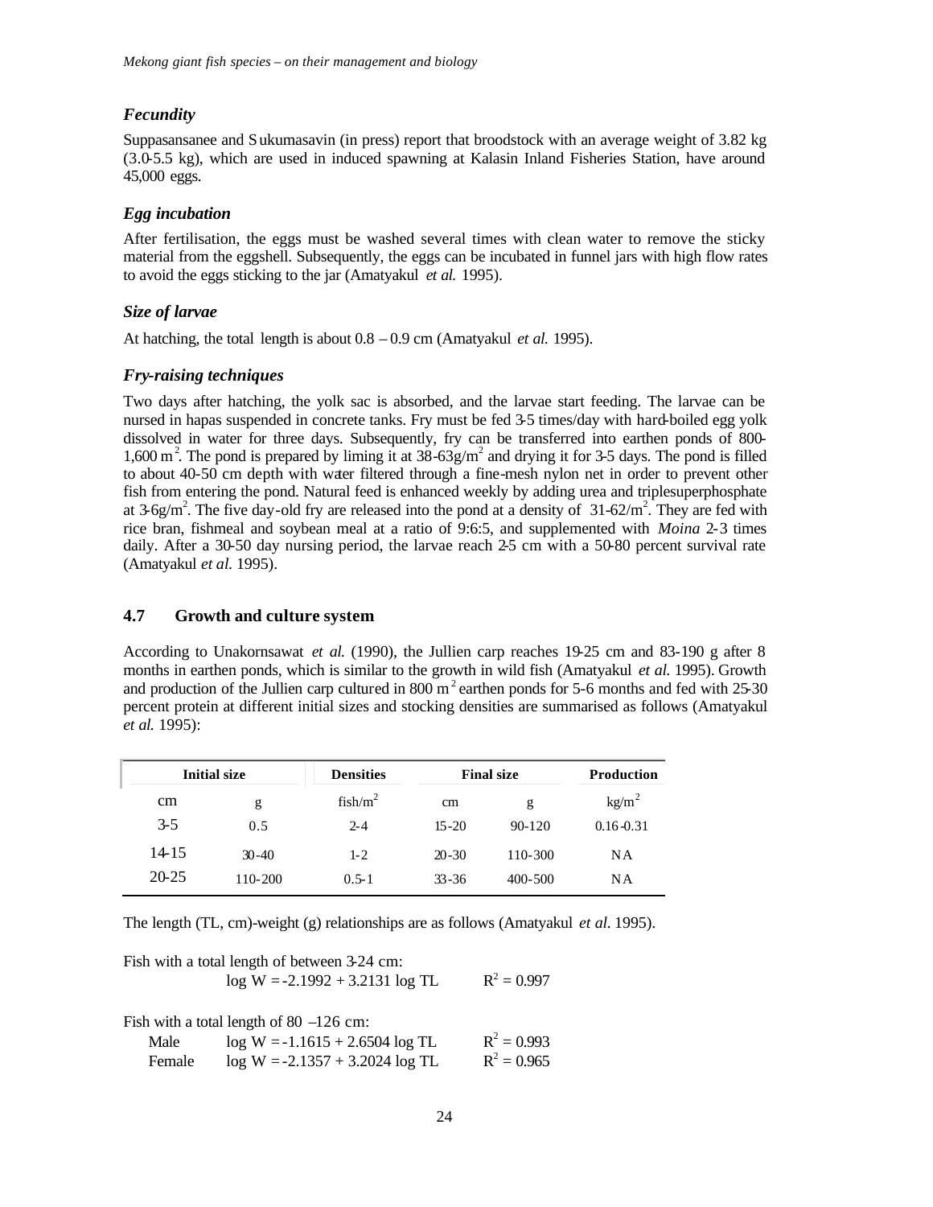### *Fecundity*

Suppasansanee and Sukumasavin (in press) report that broodstock with an average weight of 3.82 kg (3.0-5.5 kg), which are used in induced spawning at Kalasin Inland Fisheries Station, have around 45,000 eggs.

### *Egg incubation*

After fertilisation, the eggs must be washed several times with clean water to remove the sticky material from the eggshell. Subsequently, the eggs can be incubated in funnel jars with high flow rates to avoid the eggs sticking to the jar (Amatyakul *et al.* 1995).

### *Size of larvae*

At hatching, the total length is about 0.8 – 0.9 cm (Amatyakul *et al.* 1995).

### *Fry-raising techniques*

Two days after hatching, the yolk sac is absorbed, and the larvae start feeding. The larvae can be nursed in hapas suspended in concrete tanks. Fry must be fed 3-5 times/day with hard-boiled egg yolk dissolved in water for three days. Subsequently, fry can be transferred into earthen ponds of 800-1,600 $m^2$. The pond is prepared by liming it at 38-63g/$m^2$ and drying it for 3-5 days. The pond is filled to about 40-50 cm depth with water filtered through a fine-mesh nylon net in order to prevent other fish from entering the pond. Natural feed is enhanced weekly by adding urea and triplesuperphosphate at 3-6g/$m^2$. The five day-old fry are released into the pond at a density of 31-62/$m^2$. They are fed with rice bran, fishmeal and soybean meal at a ratio of 9:6:5, and supplemented with *Moina* 2-3 times daily. After a 30-50 day nursing period, the larvae reach 2-5 cm with a 50-80 percent survival rate (Amatyakul *et al.* 1995).

## 4.7 Growth and culture system

According to Unakornsawat *et al.* (1990), the Jullien carp reaches 19-25 cm and 83-190 g after 8 months in earthen ponds, which is similar to the growth in wild fish (Amatyakul *et al.* 1995). Growth and production of the Jullien carp cultured in 800 $m^2$ earthen ponds for 5-6 months and fed with 25-30 percent protein at different initial sizes and stocking densities are summarised as follows (Amatyakul *et al.* 1995):

| Initial size | | Densities | Final size | | Production |
|---|---|---|---|---|---|
| cm | g | fish/$m^2$ | cm | g | kg/$m^2$ |
| 3-5 | 0.5 | 2-4 | 15-20 | 90-120 | 0.16-0.31 |
| 14-15 | 30-40 | 1-2 | 20-30 | 110-300 | NA |
| 20-25 | 110-200 | 0.5-1 | 33-36 | 400-500 | NA |

The length (TL, cm)-weight (g) relationships are as follows (Amatyakul *et al.* 1995).

Fish with a total length of between 3-24 cm:

$\log W = -2.1992 + 3.2131 \log TL$ $\quad R^2 = 0.997$

Fish with a total length of 80 –126 cm:

Male $\quad \log W = -1.1615 + 2.6504 \log TL$ $\quad R^2 = 0.993$

Female $\quad \log W = -2.1357 + 3.2024 \log TL$ $\quad R^2 = 0.965$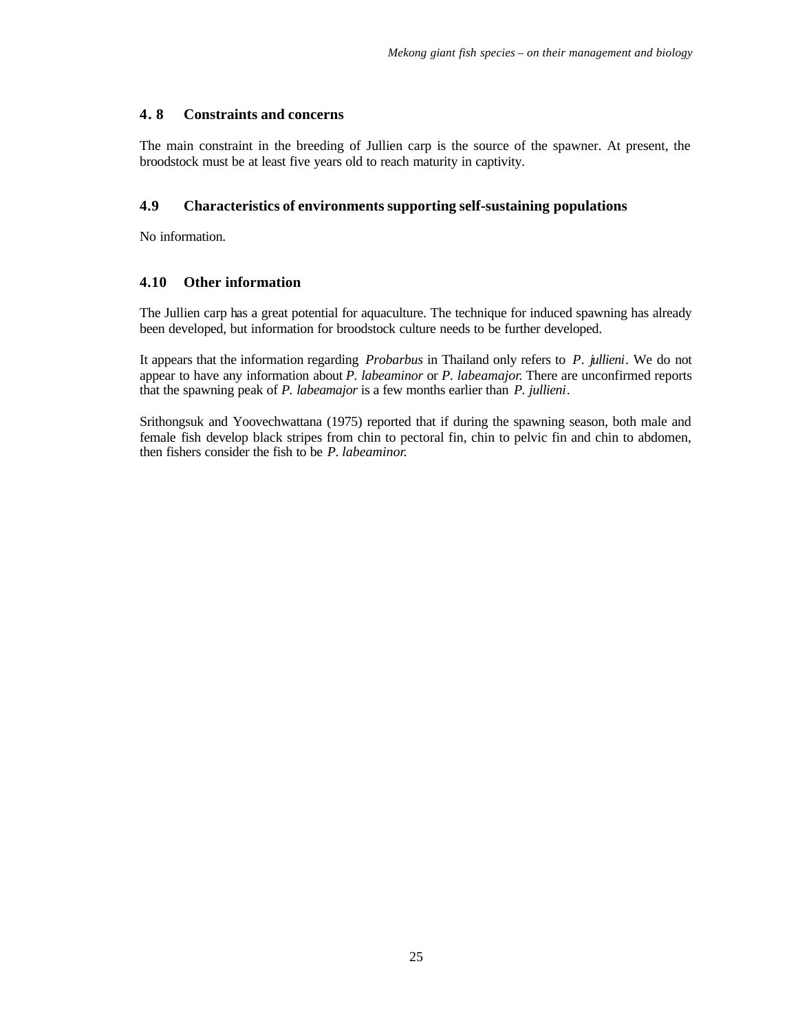### 4.8 Constraints and concerns

The main constraint in the breeding of Jullien carp is the source of the spawner. At present, the broodstock must be at least five years old to reach maturity in captivity.

### 4.9 Characteristics of environments supporting self-sustaining populations

No information.

### 4.10 Other information

The Jullien carp has a great potential for aquaculture. The technique for induced spawning has already been developed, but information for broodstock culture needs to be further developed.

It appears that the information regarding *Probarbus* in Thailand only refers to *P. jullieni*. We do not appear to have any information about *P. labeaminor* or *P. labeamajor*. There are unconfirmed reports that the spawning peak of *P. labeamajor* is a few months earlier than *P. jullieni*.

Srithongsuk and Yoovechwattana (1975) reported that if during the spawning season, both male and female fish develop black stripes from chin to pectoral fin, chin to pelvic fin and chin to abdomen, then fishers consider the fish to be *P. labeaminor*.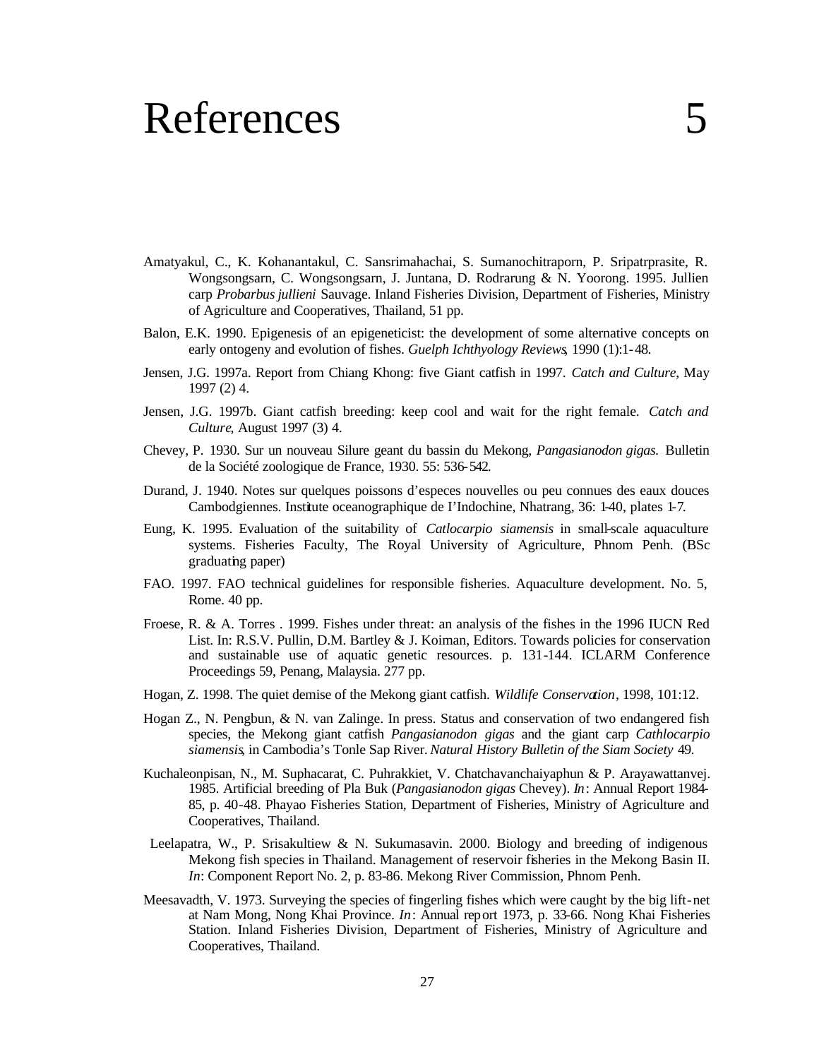# References 5

Amatyakul, C., K. Kohanantakul, C. Sansrimahachai, S. Sumanochitraporn, P. Sripatrprasite, R. Wongsongsarn, C. Wongsongsarn, J. Juntana, D. Rodrarung & N. Yoorong. 1995. Jullien carp *Probarbus jullieni* Sauvage. Inland Fisheries Division, Department of Fisheries, Ministry of Agriculture and Cooperatives, Thailand, 51 pp.

Balon, E.K. 1990. Epigenesis of an epigeneticist: the development of some alternative concepts on early ontogeny and evolution of fishes. *Guelph Ichthyology Reviews*, 1990 (1):1-48.

Jensen, J.G. 1997a. Report from Chiang Khong: five Giant catfish in 1997. *Catch and Culture*, May 1997 (2) 4.

Jensen, J.G. 1997b. Giant catfish breeding: keep cool and wait for the right female. *Catch and Culture*, August 1997 (3) 4.

Chevey, P. 1930. Sur un nouveau Silure geant du bassin du Mekong, *Pangasianodon gigas*. Bulletin de la Société zoologique de France, 1930. 55: 536-542.

Durand, J. 1940. Notes sur quelques poissons d'especes nouvelles ou peu connues des eaux douces Cambodgiennes. Institute oceanographique de I'Indochine, Nhatrang, 36: 1-40, plates 1-7.

Eung, K. 1995. Evaluation of the suitability of *Catlocarpio siamensis* in small-scale aquaculture systems. Fisheries Faculty, The Royal University of Agriculture, Phnom Penh. (BSc graduating paper)

FAO. 1997. FAO technical guidelines for responsible fisheries. Aquaculture development. No. 5, Rome. 40 pp.

Froese, R. & A. Torres . 1999. Fishes under threat: an analysis of the fishes in the 1996 IUCN Red List. In: R.S.V. Pullin, D.M. Bartley & J. Koiman, Editors. Towards policies for conservation and sustainable use of aquatic genetic resources. p. 131-144. ICLARM Conference Proceedings 59, Penang, Malaysia. 277 pp.

Hogan, Z. 1998. The quiet demise of the Mekong giant catfish. *Wildlife Conservation*, 1998, 101:12.

Hogan Z., N. Pengbun, & N. van Zalinge. In press. Status and conservation of two endangered fish species, the Mekong giant catfish *Pangasianodon gigas* and the giant carp *Cathlocarpio siamensis*, in Cambodia's Tonle Sap River. *Natural History Bulletin of the Siam Society* 49.

Kuchaleonpisan, N., M. Suphacarat, C. Puhrakkiet, V. Chatchavanchaiyaphun & P. Arayawattanvej. 1985. Artificial breeding of Pla Buk (*Pangasianodon gigas* Chevey). *In*: Annual Report 1984-85, p. 40-48. Phayao Fisheries Station, Department of Fisheries, Ministry of Agriculture and Cooperatives, Thailand.

Leelapatra, W., P. Srisakultiew & N. Sukumasavin. 2000. Biology and breeding of indigenous Mekong fish species in Thailand. Management of reservoir fisheries in the Mekong Basin II. *In*: Component Report No. 2, p. 83-86. Mekong River Commission, Phnom Penh.

Meesavadth, V. 1973. Surveying the species of fingerling fishes which were caught by the big lift-net at Nam Mong, Nong Khai Province. *In*: Annual report 1973, p. 33-66. Nong Khai Fisheries Station. Inland Fisheries Division, Department of Fisheries, Ministry of Agriculture and Cooperatives, Thailand.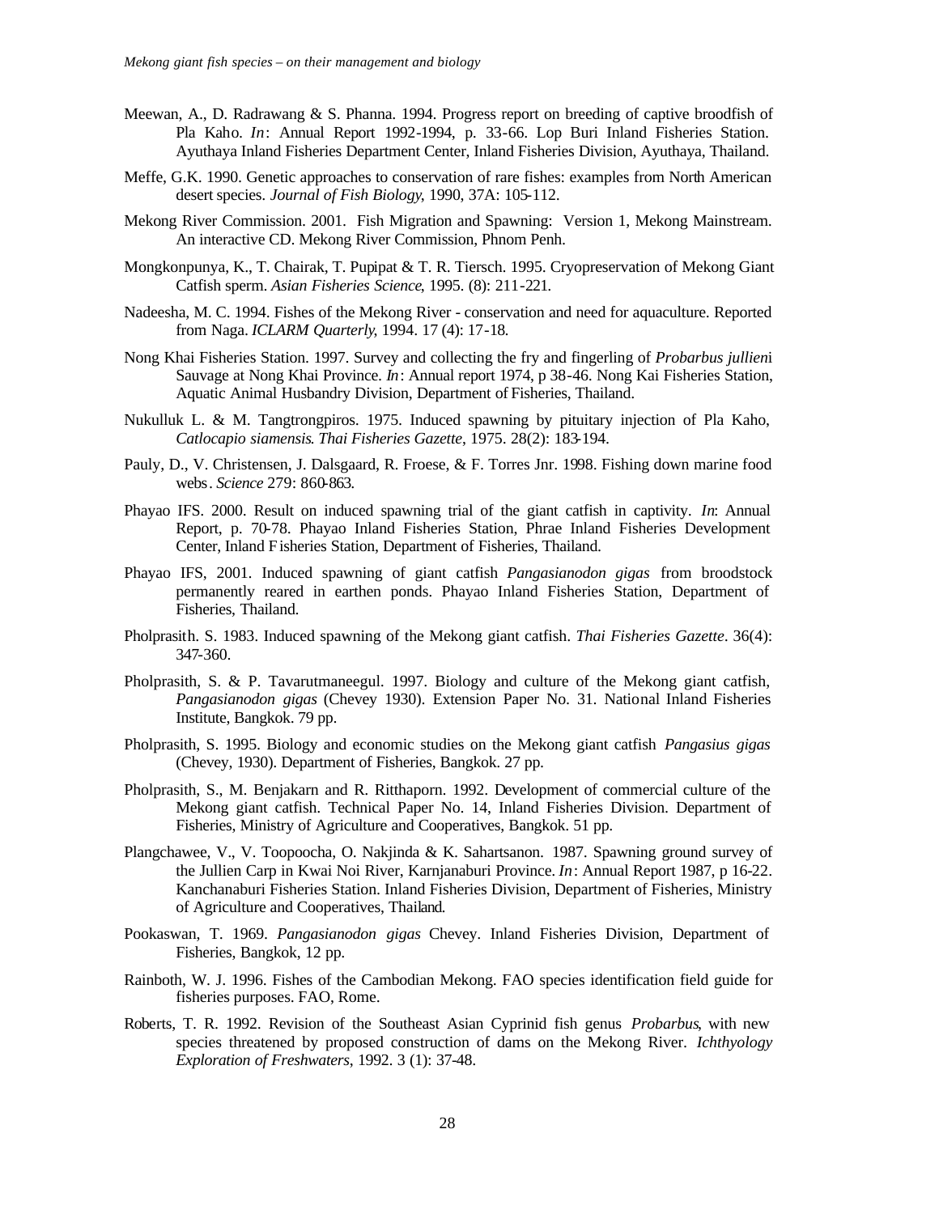Meewan, A., D. Radrawang & S. Phanna. 1994. Progress report on breeding of captive broodfish of Pla Kaho. *In*: Annual Report 1992-1994, p. 33-66. Lop Buri Inland Fisheries Station. Ayuthaya Inland Fisheries Department Center, Inland Fisheries Division, Ayuthaya, Thailand.

Meffe, G.K. 1990. Genetic approaches to conservation of rare fishes: examples from North American desert species. *Journal of Fish Biology*, 1990, 37A: 105-112.

Mekong River Commission. 2001. Fish Migration and Spawning: Version 1, Mekong Mainstream. An interactive CD. Mekong River Commission, Phnom Penh.

Mongkonpunya, K., T. Chairak, T. Pupipat & T. R. Tiersch. 1995. Cryopreservation of Mekong Giant Catfish sperm. *Asian Fisheries Science*, 1995. (8): 211-221.

Nadeesha, M. C. 1994. Fishes of the Mekong River - conservation and need for aquaculture. Reported from Naga. *ICLARM Quarterly*, 1994. 17 (4): 17-18.

Nong Khai Fisheries Station. 1997. Survey and collecting the fry and fingerling of *Probarbus jullien*i Sauvage at Nong Khai Province. *In*: Annual report 1974, p 38-46. Nong Kai Fisheries Station, Aquatic Animal Husbandry Division, Department of Fisheries, Thailand.

Nukulluk L. & M. Tangtrongpiros. 1975. Induced spawning by pituitary injection of Pla Kaho, *Catlocapio siamensis*. *Thai Fisheries Gazette*, 1975. 28(2): 183-194.

Pauly, D., V. Christensen, J. Dalsgaard, R. Froese, & F. Torres Jnr. 1998. Fishing down marine food webs. *Science* 279: 860-863.

Phayao IFS. 2000. Result on induced spawning trial of the giant catfish in captivity. *In*: Annual Report, p. 70-78. Phayao Inland Fisheries Station, Phrae Inland Fisheries Development Center, Inland Fisheries Station, Department of Fisheries, Thailand.

Phayao IFS, 2001. Induced spawning of giant catfish *Pangasianodon gigas* from broodstock permanently reared in earthen ponds. Phayao Inland Fisheries Station, Department of Fisheries, Thailand.

Pholprasith. S. 1983. Induced spawning of the Mekong giant catfish. *Thai Fisheries Gazette*. 36(4): 347-360.

Pholprasith, S. & P. Tavarutmaneegul. 1997. Biology and culture of the Mekong giant catfish, *Pangasianodon gigas* (Chevey 1930). Extension Paper No. 31. National Inland Fisheries Institute, Bangkok. 79 pp.

Pholprasith, S. 1995. Biology and economic studies on the Mekong giant catfish *Pangasius gigas* (Chevey, 1930). Department of Fisheries, Bangkok. 27 pp.

Pholprasith, S., M. Benjakarn and R. Ritthaporn. 1992. Development of commercial culture of the Mekong giant catfish. Technical Paper No. 14, Inland Fisheries Division. Department of Fisheries, Ministry of Agriculture and Cooperatives, Bangkok. 51 pp.

Plangchawee, V., V. Toopoocha, O. Nakjinda & K. Sahartsanon. 1987. Spawning ground survey of the Jullien Carp in Kwai Noi River, Karnjanaburi Province. *In*: Annual Report 1987, p 16-22. Kanchanaburi Fisheries Station. Inland Fisheries Division, Department of Fisheries, Ministry of Agriculture and Cooperatives, Thailand.

Pookaswan, T. 1969. *Pangasianodon gigas* Chevey. Inland Fisheries Division, Department of Fisheries, Bangkok, 12 pp.

Rainboth, W. J. 1996. Fishes of the Cambodian Mekong. FAO species identification field guide for fisheries purposes. FAO, Rome.

Roberts, T. R. 1992. Revision of the Southeast Asian Cyprinid fish genus *Probarbus*, with new species threatened by proposed construction of dams on the Mekong River. *Ichthyology Exploration of Freshwaters*, 1992. 3 (1): 37-48.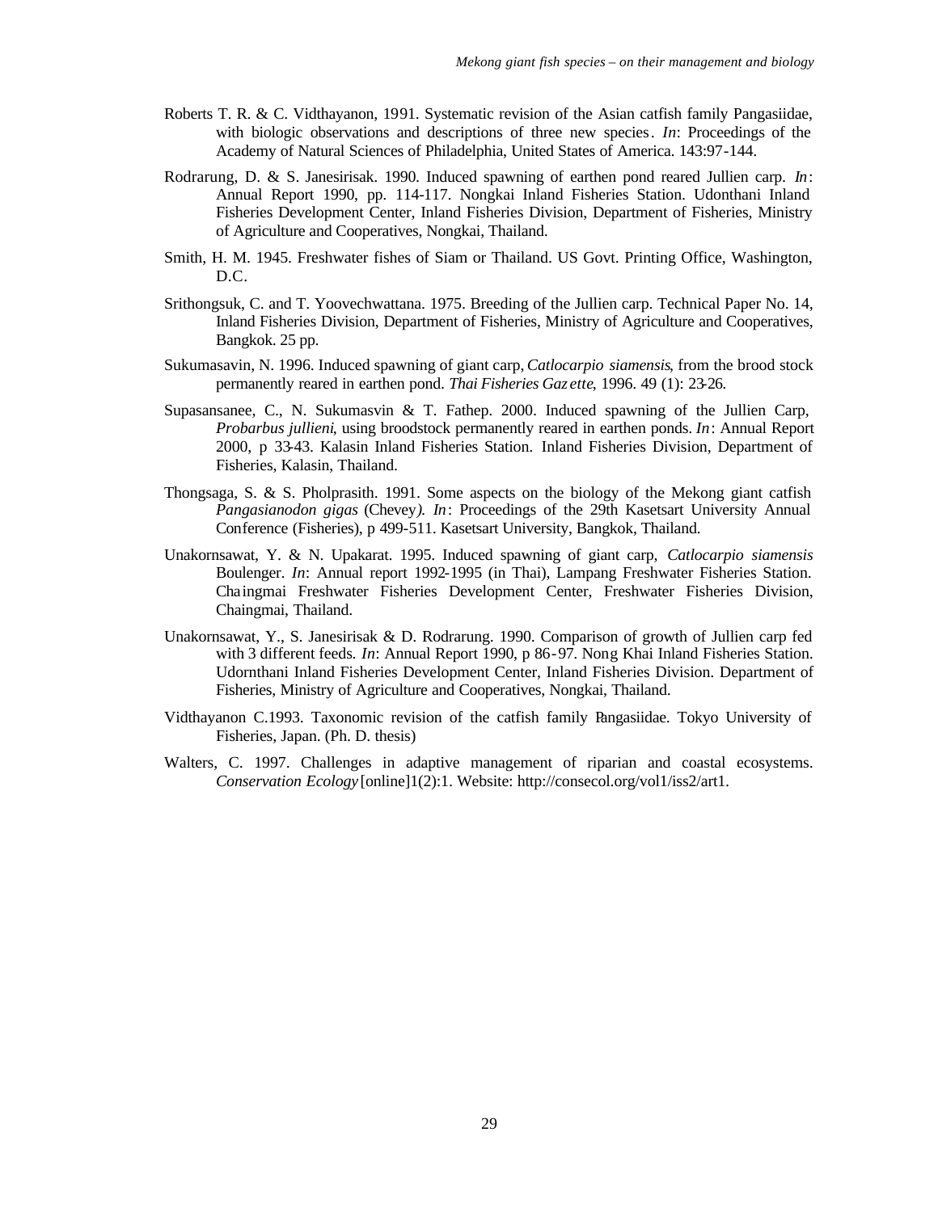Roberts T. R. & C. Vidthayanon, 1991. Systematic revision of the Asian catfish family Pangasiidae, with biologic observations and descriptions of three new species. *In*: Proceedings of the Academy of Natural Sciences of Philadelphia, United States of America. 143:97-144.

Rodrarung, D. & S. Janesirisak. 1990. Induced spawning of earthen pond reared Jullien carp. *In*: Annual Report 1990, pp. 114-117. Nongkai Inland Fisheries Station. Udonthani Inland Fisheries Development Center, Inland Fisheries Division, Department of Fisheries, Ministry of Agriculture and Cooperatives, Nongkai, Thailand.

Smith, H. M. 1945. Freshwater fishes of Siam or Thailand. US Govt. Printing Office, Washington, D.C.

Srithongsuk, C. and T. Yoovechwattana. 1975. Breeding of the Jullien carp. Technical Paper No. 14, Inland Fisheries Division, Department of Fisheries, Ministry of Agriculture and Cooperatives, Bangkok. 25 pp.

Sukumasavin, N. 1996. Induced spawning of giant carp, *Catlocarpio siamensis*, from the brood stock permanently reared in earthen pond. *Thai Fisheries Gazette*, 1996. 49 (1): 23-26.

Supasansanee, C., N. Sukumasvin & T. Fathep. 2000. Induced spawning of the Jullien Carp, *Probarbus jullieni*, using broodstock permanently reared in earthen ponds. *In*: Annual Report 2000, p 33-43. Kalasin Inland Fisheries Station. Inland Fisheries Division, Department of Fisheries, Kalasin, Thailand.

Thongsaga, S. & S. Pholprasith. 1991. Some aspects on the biology of the Mekong giant catfish *Pangasianodon gigas* (Chevey). *In*: Proceedings of the 29th Kasetsart University Annual Conference (Fisheries), p 499-511. Kasetsart University, Bangkok, Thailand.

Unakornsawat, Y. & N. Upakarat. 1995. Induced spawning of giant carp, *Catlocarpio siamensis* Boulenger. *In*: Annual report 1992-1995 (in Thai), Lampang Freshwater Fisheries Station. Chaingmai Freshwater Fisheries Development Center, Freshwater Fisheries Division, Chaingmai, Thailand.

Unakornsawat, Y., S. Janesirisak & D. Rodrarung. 1990. Comparison of growth of Jullien carp fed with 3 different feeds. *In*: Annual Report 1990, p 86-97. Nong Khai Inland Fisheries Station. Udornthani Inland Fisheries Development Center, Inland Fisheries Division. Department of Fisheries, Ministry of Agriculture and Cooperatives, Nongkai, Thailand.

Vidthayanon C.1993. Taxonomic revision of the catfish family Pangasiidae. Tokyo University of Fisheries, Japan. (Ph. D. thesis)

Walters, C. 1997. Challenges in adaptive management of riparian and coastal ecosystems. *Conservation Ecology* [online]1(2):1. Website: http://consecol.org/vol1/iss2/art1.